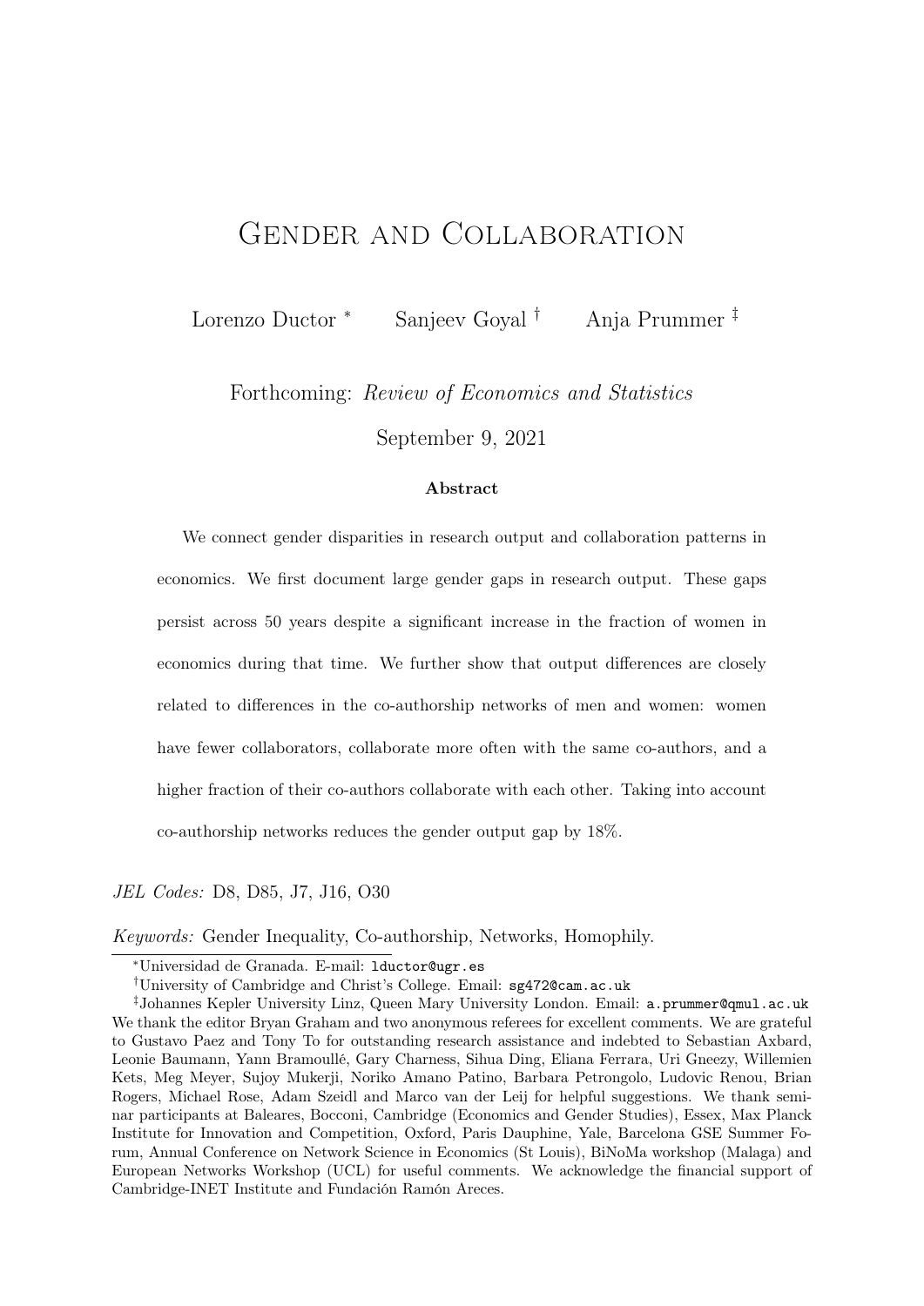# Gender and Collaboration

Lorenzo Ductor [*] Sanjeev Goyal [†] Anja Prummer [‡]

Forthcoming: *Review of Economics and Statistics*

September 9, 2021

**Abstract**

We connect gender disparities in research output and collaboration patterns in economics. We first document large gender gaps in research output. These gaps persist across 50 years despite a significant increase in the fraction of women in economics during that time. We further show that output differences are closely related to differences in the co-authorship networks of men and women: women have fewer collaborators, collaborate more often with the same co-authors, and a higher fraction of their co-authors collaborate with each other. Taking into account co-authorship networks reduces the gender output gap by 18%.

*JEL Codes:* D8, D85, J7, J16, O30

*Keywords:* Gender Inequality, Co-authorship, Networks, Homophily.

---

[*] Universidad de Granada. E-mail: lductor@ugr.es

[†] University of Cambridge and Christ's College. Email: sg472@cam.ac.uk

[‡] Johannes Kepler University Linz, Queen Mary University London. Email: a.prummer@qmul.ac.uk

We thank the editor Bryan Graham and two anonymous referees for excellent comments. We are grateful to Gustavo Paez and Tony To for outstanding research assistance and indebted to Sebastian Axbard, Leonie Baumann, Yann Bramoullé, Gary Charness, Sihua Ding, Eliana Ferrara, Uri Gneezy, Willemien Kets, Meg Meyer, Sujoy Mukerji, Noriko Amano Patino, Barbara Petrongolo, Ludovic Renou, Brian Rogers, Michael Rose, Adam Szeidl and Marco van der Leij for helpful suggestions. We thank seminar participants at Baleares, Bocconi, Cambridge (Economics and Gender Studies), Essex, Max Planck Institute for Innovation and Competition, Oxford, Paris Dauphine, Yale, Barcelona GSE Summer Forum, Annual Conference on Network Science in Economics (St Louis), BiNoMa workshop (Malaga) and European Networks Workshop (UCL) for useful comments. We acknowledge the financial support of Cambridge-INET Institute and Fundación Ramón Areces.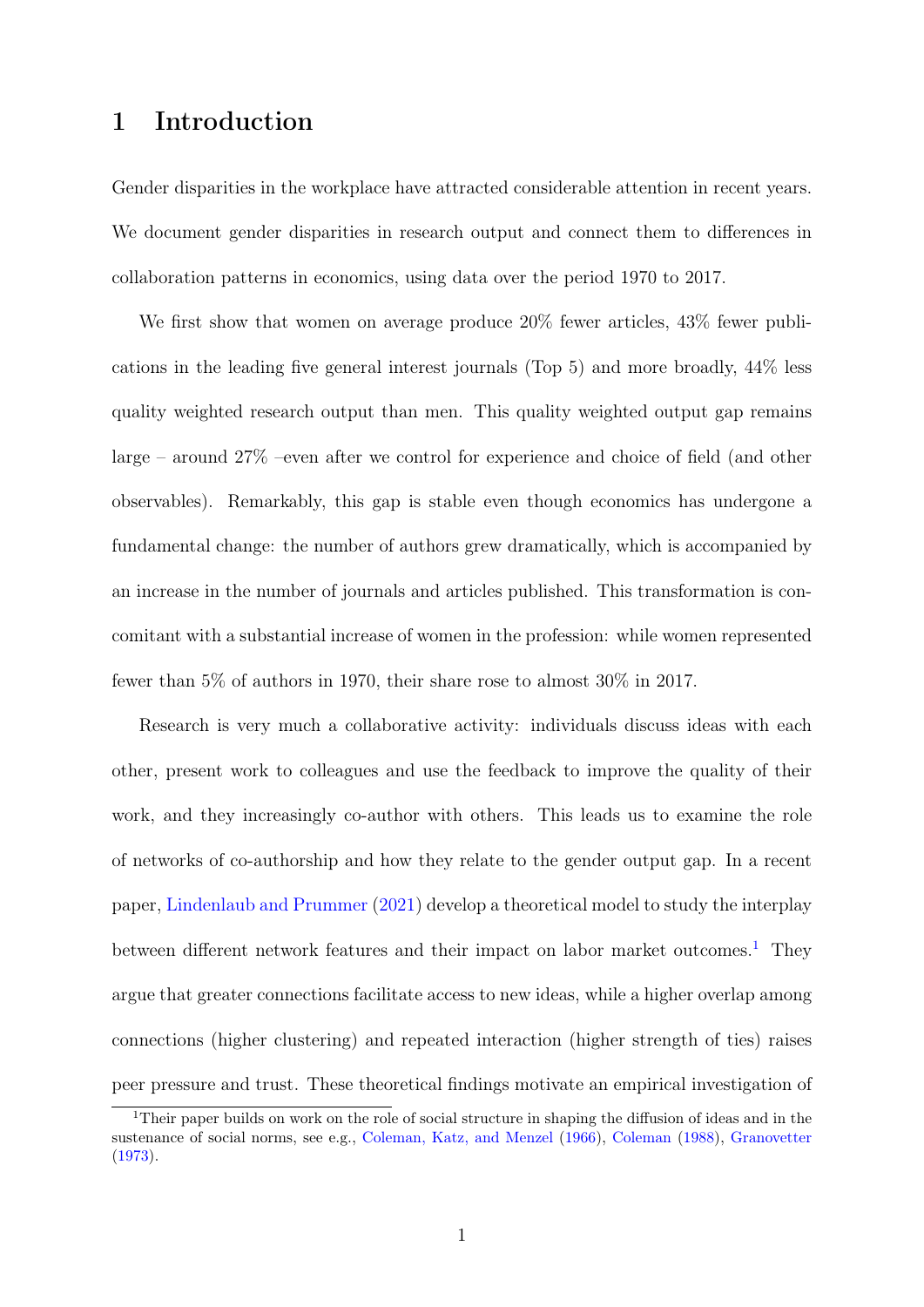# 1 Introduction

Gender disparities in the workplace have attracted considerable attention in recent years. We document gender disparities in research output and connect them to differences in collaboration patterns in economics, using data over the period 1970 to 2017.

We first show that women on average produce 20% fewer articles, 43% fewer publications in the leading five general interest journals (Top 5) and more broadly, 44% less quality weighted research output than men. This quality weighted output gap remains large – around 27% –even after we control for experience and choice of field (and other observables). Remarkably, this gap is stable even though economics has undergone a fundamental change: the number of authors grew dramatically, which is accompanied by an increase in the number of journals and articles published. This transformation is concomitant with a substantial increase of women in the profession: while women represented fewer than 5% of authors in 1970, their share rose to almost 30% in 2017.

Research is very much a collaborative activity: individuals discuss ideas with each other, present work to colleagues and use the feedback to improve the quality of their work, and they increasingly co-author with others. This leads us to examine the role of networks of co-authorship and how they relate to the gender output gap. In a recent paper, Lindenlaub and Prummer (2021) develop a theoretical model to study the interplay between different network features and their impact on labor market outcomes.[1] They argue that greater connections facilitate access to new ideas, while a higher overlap among connections (higher clustering) and repeated interaction (higher strength of ties) raises peer pressure and trust. These theoretical findings motivate an empirical investigation of

[1]Their paper builds on work on the role of social structure in shaping the diffusion of ideas and in the sustenance of social norms, see e.g., Coleman, Katz, and Menzel (1966), Coleman (1988), Granovetter (1973).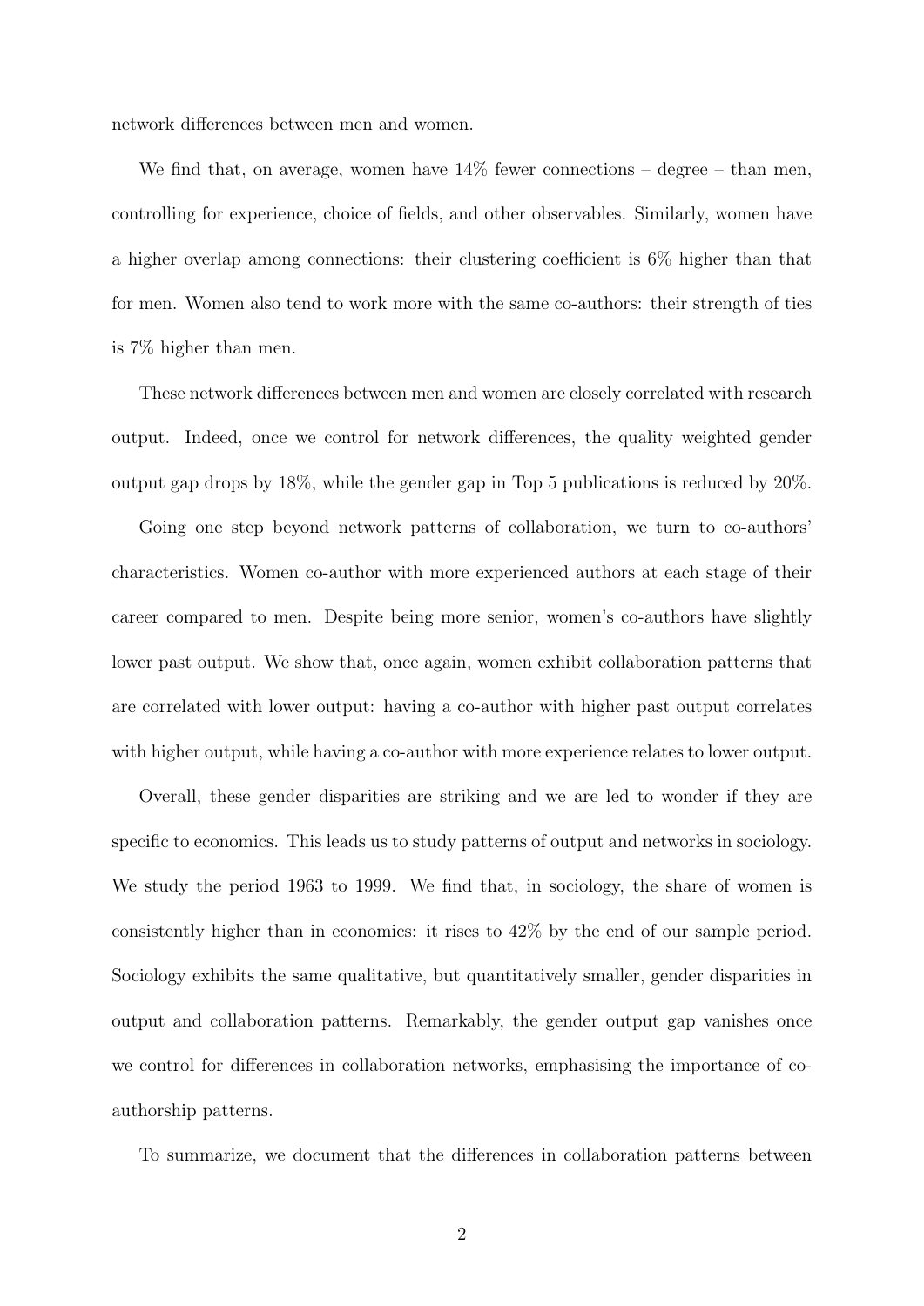network differences between men and women.

We find that, on average, women have 14% fewer connections – degree – than men, controlling for experience, choice of fields, and other observables. Similarly, women have a higher overlap among connections: their clustering coefficient is 6% higher than that for men. Women also tend to work more with the same co-authors: their strength of ties is 7% higher than men.

These network differences between men and women are closely correlated with research output. Indeed, once we control for network differences, the quality weighted gender output gap drops by 18%, while the gender gap in Top 5 publications is reduced by 20%.

Going one step beyond network patterns of collaboration, we turn to co-authors' characteristics. Women co-author with more experienced authors at each stage of their career compared to men. Despite being more senior, women's co-authors have slightly lower past output. We show that, once again, women exhibit collaboration patterns that are correlated with lower output: having a co-author with higher past output correlates with higher output, while having a co-author with more experience relates to lower output.

Overall, these gender disparities are striking and we are led to wonder if they are specific to economics. This leads us to study patterns of output and networks in sociology. We study the period 1963 to 1999. We find that, in sociology, the share of women is consistently higher than in economics: it rises to 42% by the end of our sample period. Sociology exhibits the same qualitative, but quantitatively smaller, gender disparities in output and collaboration patterns. Remarkably, the gender output gap vanishes once we control for differences in collaboration networks, emphasising the importance of co-authorship patterns.

To summarize, we document that the differences in collaboration patterns between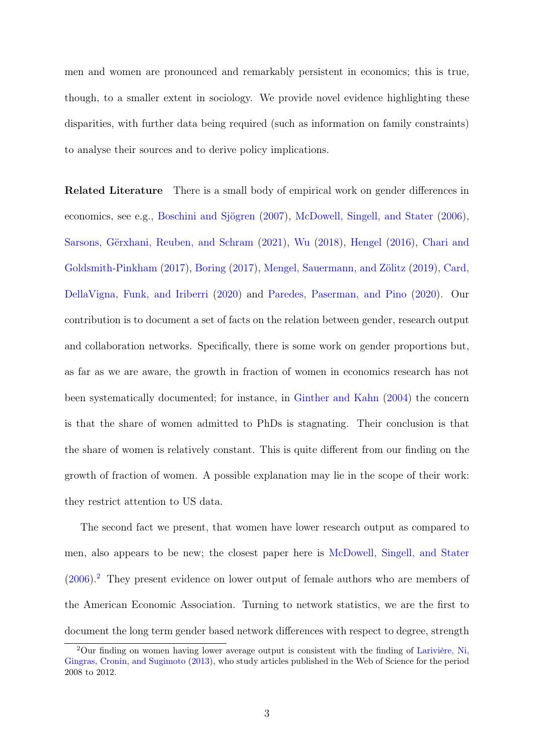men and women are pronounced and remarkably persistent in economics; this is true, though, to a smaller extent in sociology. We provide novel evidence highlighting these disparities, with further data being required (such as information on family constraints) to analyse their sources and to derive policy implications.

**Related Literature** There is a small body of empirical work on gender differences in economics, see e.g., Boschini and Sjögren (2007), McDowell, Singell, and Stater (2006), Sarsons, Gërxhani, Reuben, and Schram (2021), Wu (2018), Hengel (2016), Chari and Goldsmith-Pinkham (2017), Boring (2017), Mengel, Sauermann, and Zölitz (2019), Card, DellaVigna, Funk, and Iriberri (2020) and Paredes, Paserman, and Pino (2020). Our contribution is to document a set of facts on the relation between gender, research output and collaboration networks. Specifically, there is some work on gender proportions but, as far as we are aware, the growth in fraction of women in economics research has not been systematically documented; for instance, in Ginther and Kahn (2004) the concern is that the share of women admitted to PhDs is stagnating. Their conclusion is that the share of women is relatively constant. This is quite different from our finding on the growth of fraction of women. A possible explanation may lie in the scope of their work: they restrict attention to US data.

The second fact we present, that women have lower research output as compared to men, also appears to be new; the closest paper here is McDowell, Singell, and Stater (2006).[2] They present evidence on lower output of female authors who are members of the American Economic Association. Turning to network statistics, we are the first to document the long term gender based network differences with respect to degree, strength

[2]Our finding on women having lower average output is consistent with the finding of Larivière, Ni, Gingras, Cronin, and Sugimoto (2013), who study articles published in the Web of Science for the period 2008 to 2012.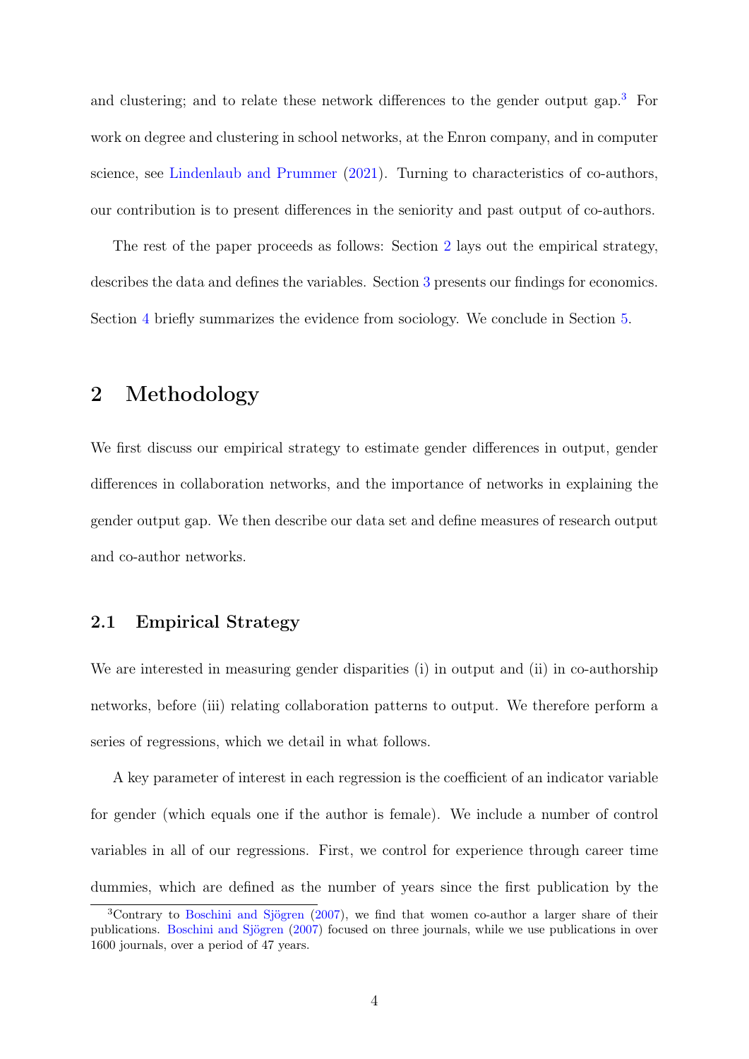and clustering; and to relate these network differences to the gender output gap.[3] For work on degree and clustering in school networks, at the Enron company, and in computer science, see Lindenlaub and Prummer (2021). Turning to characteristics of co-authors, our contribution is to present differences in the seniority and past output of co-authors.

The rest of the paper proceeds as follows: Section 2 lays out the empirical strategy, describes the data and defines the variables. Section 3 presents our findings for economics. Section 4 briefly summarizes the evidence from sociology. We conclude in Section 5.

# 2 Methodology

We first discuss our empirical strategy to estimate gender differences in output, gender differences in collaboration networks, and the importance of networks in explaining the gender output gap. We then describe our data set and define measures of research output and co-author networks.

## 2.1 Empirical Strategy

We are interested in measuring gender disparities (i) in output and (ii) in co-authorship networks, before (iii) relating collaboration patterns to output. We therefore perform a series of regressions, which we detail in what follows.

A key parameter of interest in each regression is the coefficient of an indicator variable for gender (which equals one if the author is female). We include a number of control variables in all of our regressions. First, we control for experience through career time dummies, which are defined as the number of years since the first publication by the

[3] Contrary to Boschini and Sjögren (2007), we find that women co-author a larger share of their publications. Boschini and Sjögren (2007) focused on three journals, while we use publications in over 1600 journals, over a period of 47 years.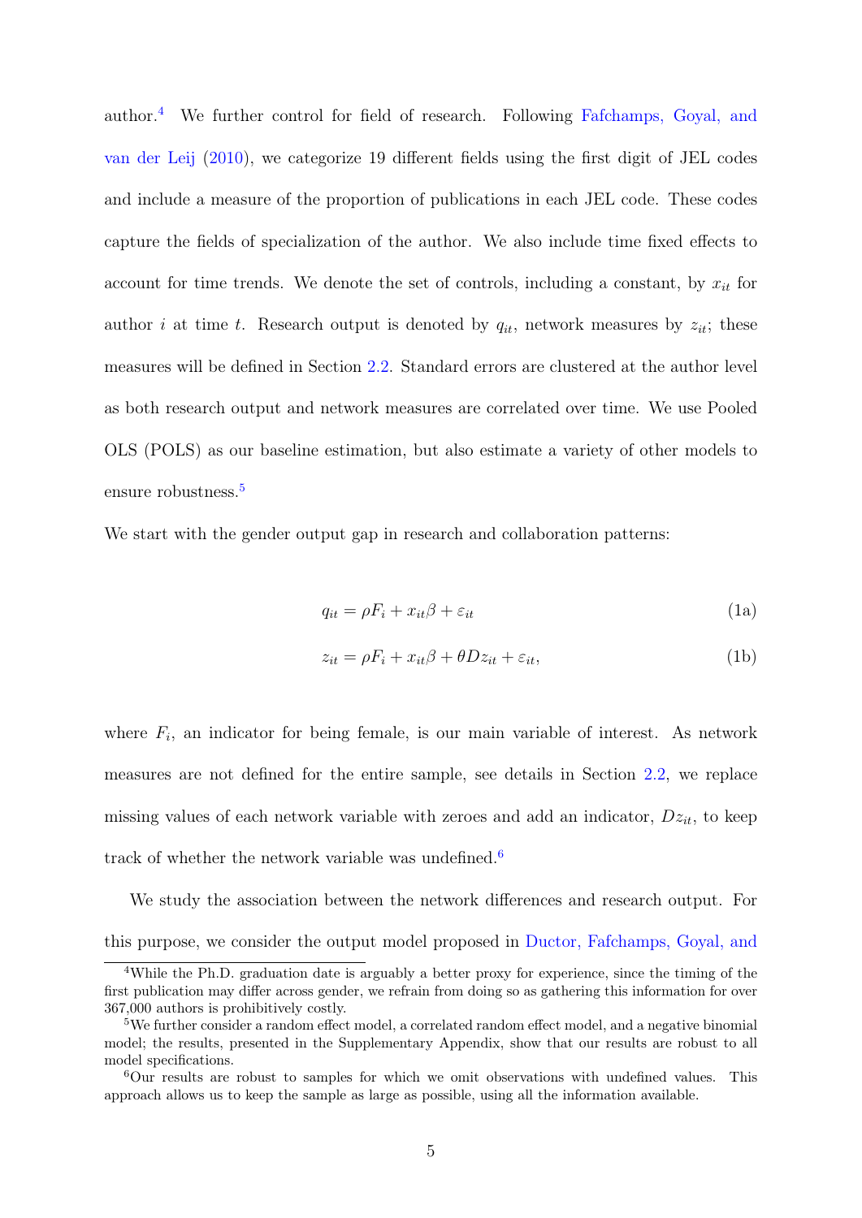author.[4] We further control for field of research. Following Fafchamps, Goyal, and van der Leij (2010), we categorize 19 different fields using the first digit of JEL codes and include a measure of the proportion of publications in each JEL code. These codes capture the fields of specialization of the author. We also include time fixed effects to account for time trends. We denote the set of controls, including a constant, by $x_{it}$ for author $i$ at time $t$. Research output is denoted by $q_{it}$, network measures by $z_{it}$; these measures will be defined in Section 2.2. Standard errors are clustered at the author level as both research output and network measures are correlated over time. We use Pooled OLS (POLS) as our baseline estimation, but also estimate a variety of other models to ensure robustness.[5]

We start with the gender output gap in research and collaboration patterns:

$$q_{it} = \rho F_i + x_{it}\beta + \varepsilon_{it} \tag{1a}$$

$$z_{it} = \rho F_i + x_{it}\beta + \theta D z_{it} + \varepsilon_{it}, \tag{1b}$$

where $F_i$, an indicator for being female, is our main variable of interest. As network measures are not defined for the entire sample, see details in Section 2.2, we replace missing values of each network variable with zeroes and add an indicator, $Dz_{it}$, to keep track of whether the network variable was undefined.[6]

We study the association between the network differences and research output. For this purpose, we consider the output model proposed in Ductor, Fafchamps, Goyal, and

[4] While the Ph.D. graduation date is arguably a better proxy for experience, since the timing of the first publication may differ across gender, we refrain from doing so as gathering this information for over 367,000 authors is prohibitively costly.

[5] We further consider a random effect model, a correlated random effect model, and a negative binomial model; the results, presented in the Supplementary Appendix, show that our results are robust to all model specifications.

[6] Our results are robust to samples for which we omit observations with undefined values. This approach allows us to keep the sample as large as possible, using all the information available.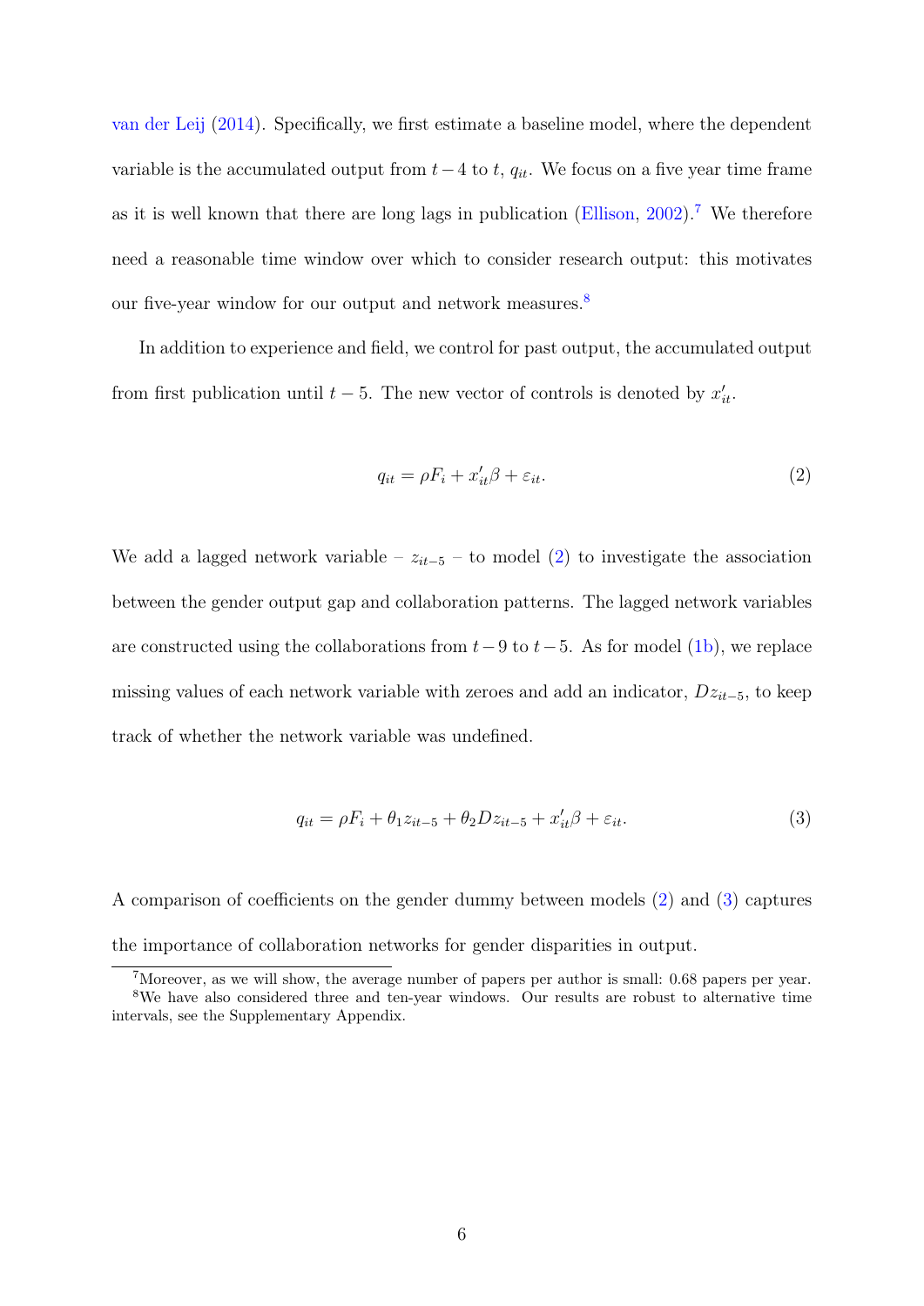van der Leij (2014). Specifically, we first estimate a baseline model, where the dependent variable is the accumulated output from $t-4$ to $t$, $q_{it}$. We focus on a five year time frame as it is well known that there are long lags in publication (Ellison, 2002).[7] We therefore need a reasonable time window over which to consider research output: this motivates our five-year window for our output and network measures.[8]

In addition to experience and field, we control for past output, the accumulated output from first publication until $t-5$. The new vector of controls is denoted by $x'_{it}$.

$$q_{it} = \rho F_i + x'_{it}\beta + \varepsilon_{it}. \tag{2}$$

We add a lagged network variable – $z_{it-5}$ – to model (2) to investigate the association between the gender output gap and collaboration patterns. The lagged network variables are constructed using the collaborations from $t-9$ to $t-5$. As for model (1b), we replace missing values of each network variable with zeroes and add an indicator, $Dz_{it-5}$, to keep track of whether the network variable was undefined.

$$q_{it} = \rho F_i + \theta_1 z_{it-5} + \theta_2 Dz_{it-5} + x'_{it}\beta + \varepsilon_{it}. \tag{3}$$

A comparison of coefficients on the gender dummy between models (2) and (3) captures the importance of collaboration networks for gender disparities in output.

[7] Moreover, as we will show, the average number of papers per author is small: 0.68 papers per year.

[8] We have also considered three and ten-year windows. Our results are robust to alternative time intervals, see the Supplementary Appendix.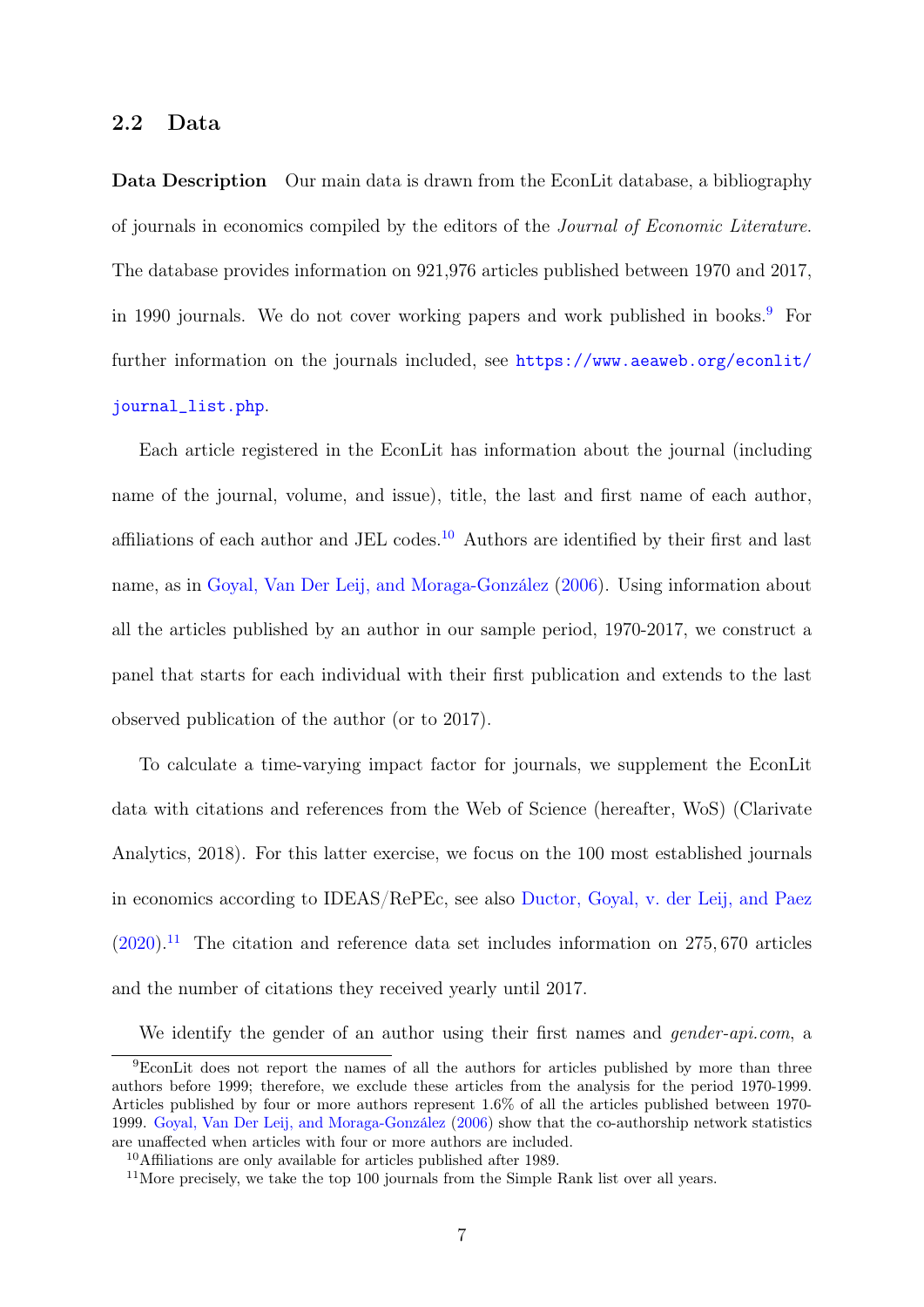## 2.2 Data

**Data Description** Our main data is drawn from the EconLit database, a bibliography of journals in economics compiled by the editors of the *Journal of Economic Literature*. The database provides information on 921,976 articles published between 1970 and 2017, in 1990 journals. We do not cover working papers and work published in books.[9] For further information on the journals included, see https://www.aeaweb.org/econlit/journal_list.php.

Each article registered in the EconLit has information about the journal (including name of the journal, volume, and issue), title, the last and first name of each author, affiliations of each author and JEL codes.[10] Authors are identified by their first and last name, as in Goyal, Van Der Leij, and Moraga-González (2006). Using information about all the articles published by an author in our sample period, 1970-2017, we construct a panel that starts for each individual with their first publication and extends to the last observed publication of the author (or to 2017).

To calculate a time-varying impact factor for journals, we supplement the EconLit data with citations and references from the Web of Science (hereafter, WoS) (Clarivate Analytics, 2018). For this latter exercise, we focus on the 100 most established journals in economics according to IDEAS/RePEc, see also Ductor, Goyal, v. der Leij, and Paez (2020).[11] The citation and reference data set includes information on 275,670 articles and the number of citations they received yearly until 2017.

We identify the gender of an author using their first names and *gender-api.com*, a

[9] EconLit does not report the names of all the authors for articles published by more than three authors before 1999; therefore, we exclude these articles from the analysis for the period 1970-1999. Articles published by four or more authors represent 1.6% of all the articles published between 1970-1999. Goyal, Van Der Leij, and Moraga-González (2006) show that the co-authorship network statistics are unaffected when articles with four or more authors are included.

[10] Affiliations are only available for articles published after 1989.

[11] More precisely, we take the top 100 journals from the Simple Rank list over all years.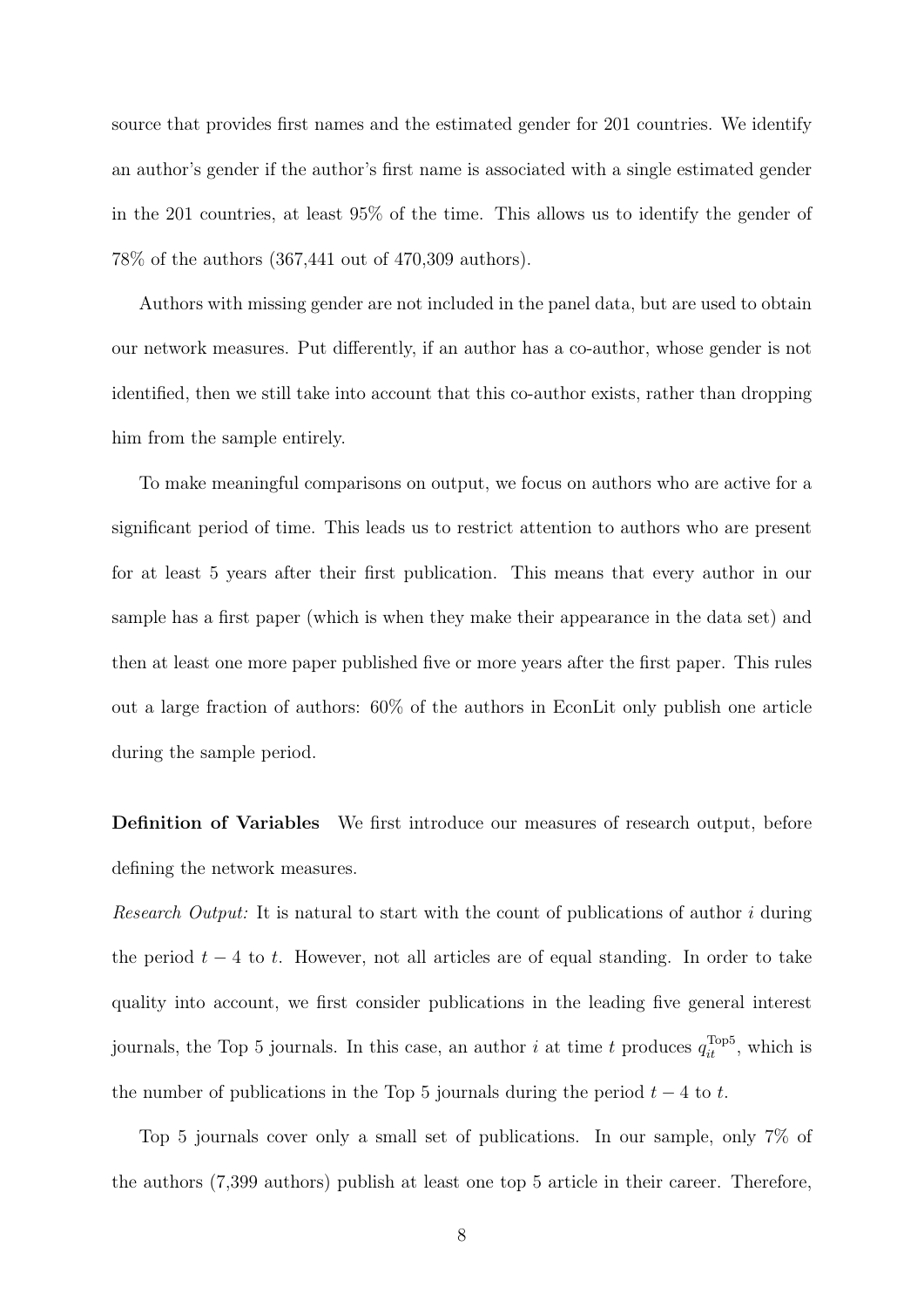source that provides first names and the estimated gender for 201 countries. We identify an author's gender if the author's first name is associated with a single estimated gender in the 201 countries, at least 95% of the time. This allows us to identify the gender of 78% of the authors (367,441 out of 470,309 authors).

Authors with missing gender are not included in the panel data, but are used to obtain our network measures. Put differently, if an author has a co-author, whose gender is not identified, then we still take into account that this co-author exists, rather than dropping him from the sample entirely.

To make meaningful comparisons on output, we focus on authors who are active for a significant period of time. This leads us to restrict attention to authors who are present for at least 5 years after their first publication. This means that every author in our sample has a first paper (which is when they make their appearance in the data set) and then at least one more paper published five or more years after the first paper. This rules out a large fraction of authors: 60% of the authors in EconLit only publish one article during the sample period.

**Definition of Variables** We first introduce our measures of research output, before defining the network measures.

*Research Output:* It is natural to start with the count of publications of author $i$ during the period $t-4$ to $t$. However, not all articles are of equal standing. In order to take quality into account, we first consider publications in the leading five general interest journals, the Top 5 journals. In this case, an author $i$ at time $t$ produces $q_{it}^{\text{Top5}}$, which is the number of publications in the Top 5 journals during the period $t-4$ to $t$.

Top 5 journals cover only a small set of publications. In our sample, only 7% of the authors (7,399 authors) publish at least one top 5 article in their career. Therefore,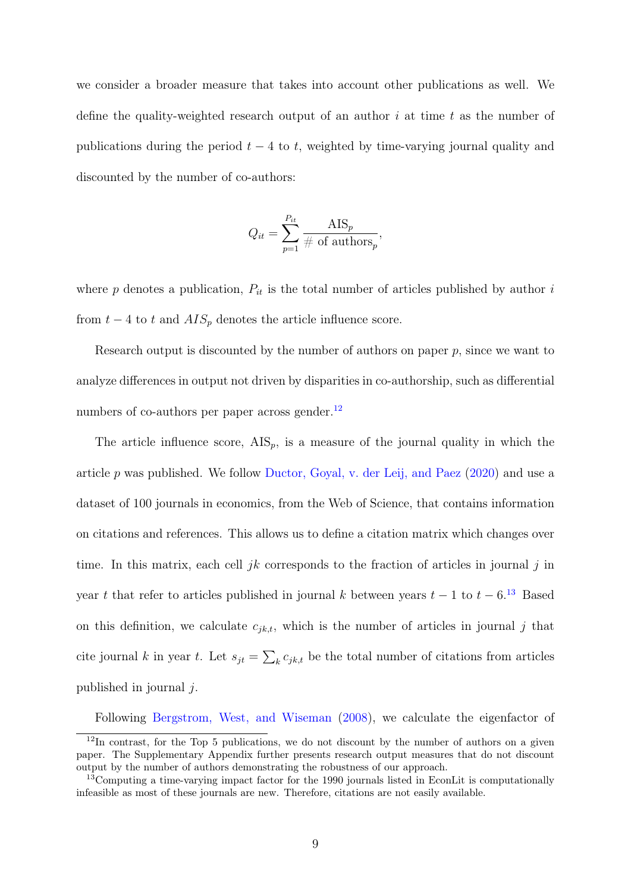we consider a broader measure that takes into account other publications as well. We define the quality-weighted research output of an author $i$ at time $t$ as the number of publications during the period $t-4$ to $t$, weighted by time-varying journal quality and discounted by the number of co-authors:

$$Q_{it} = \sum_{p=1}^{P_{it}} \frac{\text{AIS}_p}{\text{\# of authors}_p},$$

where $p$ denotes a publication, $P_{it}$ is the total number of articles published by author $i$ from $t-4$ to $t$ and $AIS_p$ denotes the article influence score.

Research output is discounted by the number of authors on paper $p$, since we want to analyze differences in output not driven by disparities in co-authorship, such as differential numbers of co-authors per paper across gender.[12]

The article influence score, $\text{AIS}_p$, is a measure of the journal quality in which the article $p$ was published. We follow Ductor, Goyal, v. der Leij, and Paez (2020) and use a dataset of 100 journals in economics, from the Web of Science, that contains information on citations and references. This allows us to define a citation matrix which changes over time. In this matrix, each cell $jk$ corresponds to the fraction of articles in journal $j$ in year $t$ that refer to articles published in journal $k$ between years $t-1$ to $t-6$.[13] Based on this definition, we calculate $c_{jk,t}$, which is the number of articles in journal $j$ that cite journal $k$ in year $t$. Let $s_{jt} = \sum_k c_{jk,t}$ be the total number of citations from articles published in journal $j$.

Following Bergstrom, West, and Wiseman (2008), we calculate the eigenfactor of

[12] In contrast, for the Top 5 publications, we do not discount by the number of authors on a given paper. The Supplementary Appendix further presents research output measures that do not discount output by the number of authors demonstrating the robustness of our approach.

[13] Computing a time-varying impact factor for the 1990 journals listed in EconLit is computationally infeasible as most of these journals are new. Therefore, citations are not easily available.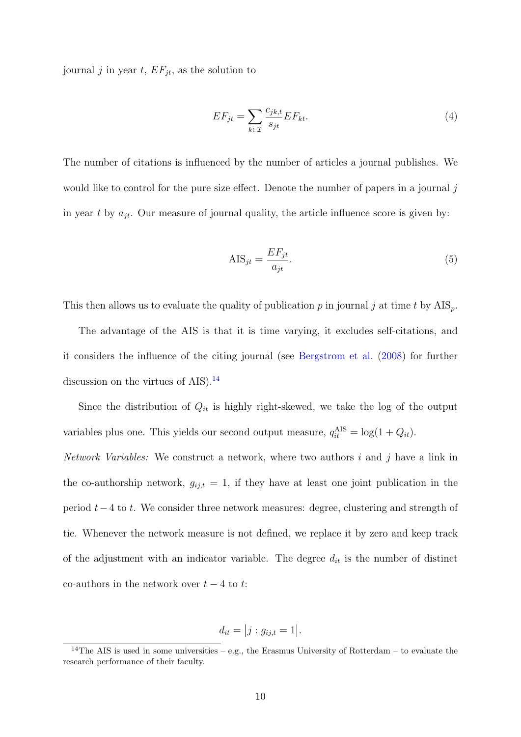journal $j$ in year $t$, $EF_{jt}$, as the solution to

$$EF_{jt} = \sum_{k \in \mathcal{I}} \frac{c_{jk,t}}{s_{jt}} EF_{kt}. \tag{4}$$

The number of citations is influenced by the number of articles a journal publishes. We would like to control for the pure size effect. Denote the number of papers in a journal $j$ in year $t$ by $a_{jt}$. Our measure of journal quality, the article influence score is given by:

$$\text{AIS}_{jt} = \frac{EF_{jt}}{a_{jt}}. \tag{5}$$

This then allows us to evaluate the quality of publication $p$ in journal $j$ at time $t$ by $\text{AIS}_p$.

The advantage of the AIS is that it is time varying, it excludes self-citations, and it considers the influence of the citing journal (see Bergstrom et al. (2008) for further discussion on the virtues of AIS).[14]

Since the distribution of $Q_{it}$ is highly right-skewed, we take the log of the output variables plus one. This yields our second output measure, $q_{it}^{\text{AIS}} = \log(1 + Q_{it})$.

*Network Variables:* We construct a network, where two authors $i$ and $j$ have a link in the co-authorship network, $g_{ij,t} = 1$, if they have at least one joint publication in the period $t-4$ to $t$. We consider three network measures: degree, clustering and strength of tie. Whenever the network measure is not defined, we replace it by zero and keep track of the adjustment with an indicator variable. The degree $d_{it}$ is the number of distinct co-authors in the network over $t-4$ to $t$:

$$d_{it} = \left| j : g_{ij,t} = 1 \right|.$$

[14] The AIS is used in some universities – e.g., the Erasmus University of Rotterdam – to evaluate the research performance of their faculty.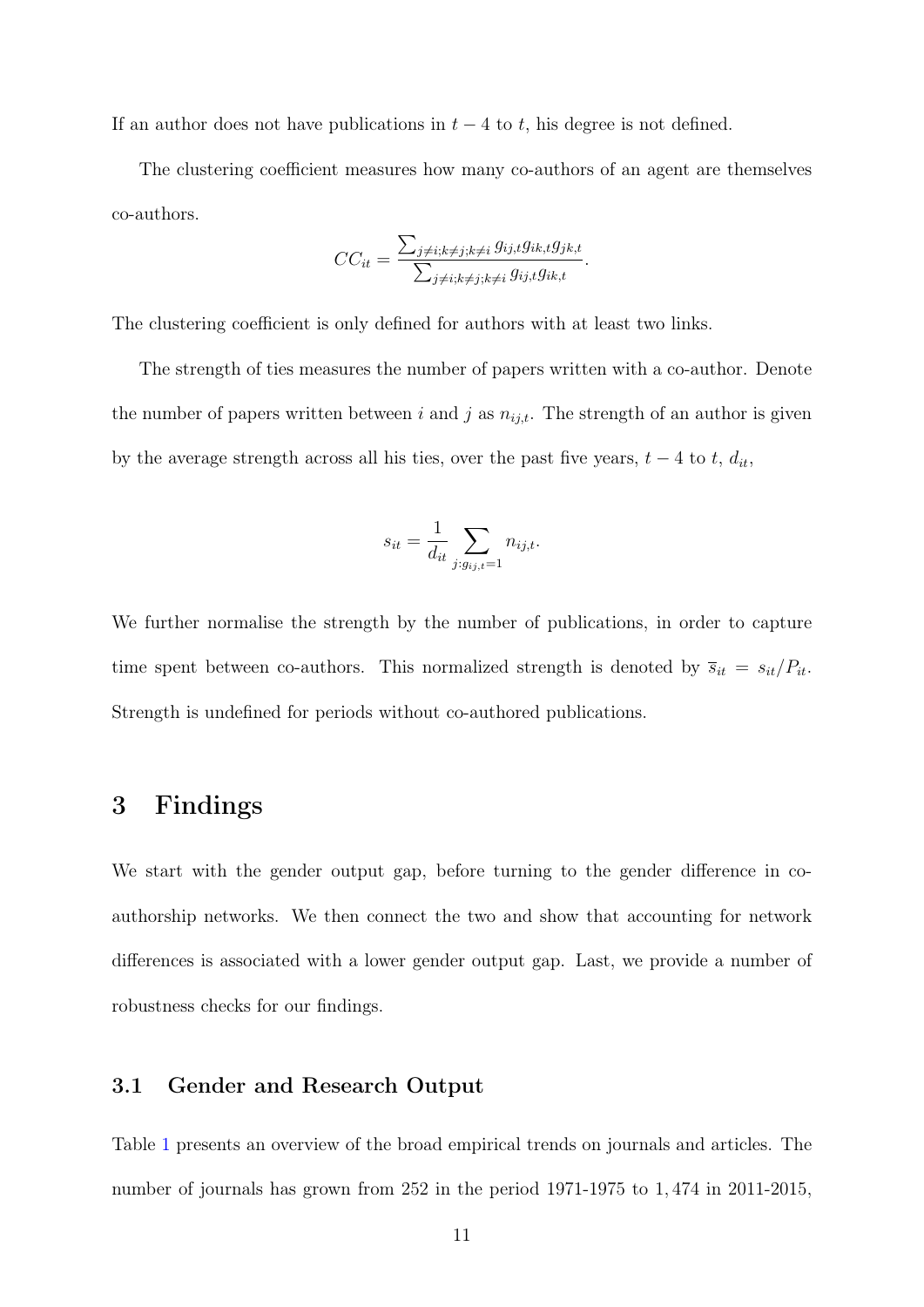If an author does not have publications in $t-4$ to $t$, his degree is not defined.

The clustering coefficient measures how many co-authors of an agent are themselves co-authors.

$$CC_{it} = \frac{\sum_{j \neq i; k \neq j; k \neq i} g_{ij,t} g_{ik,t} g_{jk,t}}{\sum_{j \neq i; k \neq j; k \neq i} g_{ij,t} g_{ik,t}}.$$

The clustering coefficient is only defined for authors with at least two links.

The strength of ties measures the number of papers written with a co-author. Denote the number of papers written between $i$ and $j$ as $n_{ij,t}$. The strength of an author is given by the average strength across all his ties, over the past five years, $t-4$ to $t$, $d_{it}$,

$$s_{it} = \frac{1}{d_{it}} \sum_{j: g_{ij,t}=1} n_{ij,t}.$$

We further normalise the strength by the number of publications, in order to capture time spent between co-authors. This normalized strength is denoted by $\overline{s}_{it} = s_{it}/P_{it}$. Strength is undefined for periods without co-authored publications.

# 3 Findings

We start with the gender output gap, before turning to the gender difference in co-authorship networks. We then connect the two and show that accounting for network differences is associated with a lower gender output gap. Last, we provide a number of robustness checks for our findings.

## 3.1 Gender and Research Output

Table 1 presents an overview of the broad empirical trends on journals and articles. The number of journals has grown from 252 in the period 1971-1975 to 1,474 in 2011-2015,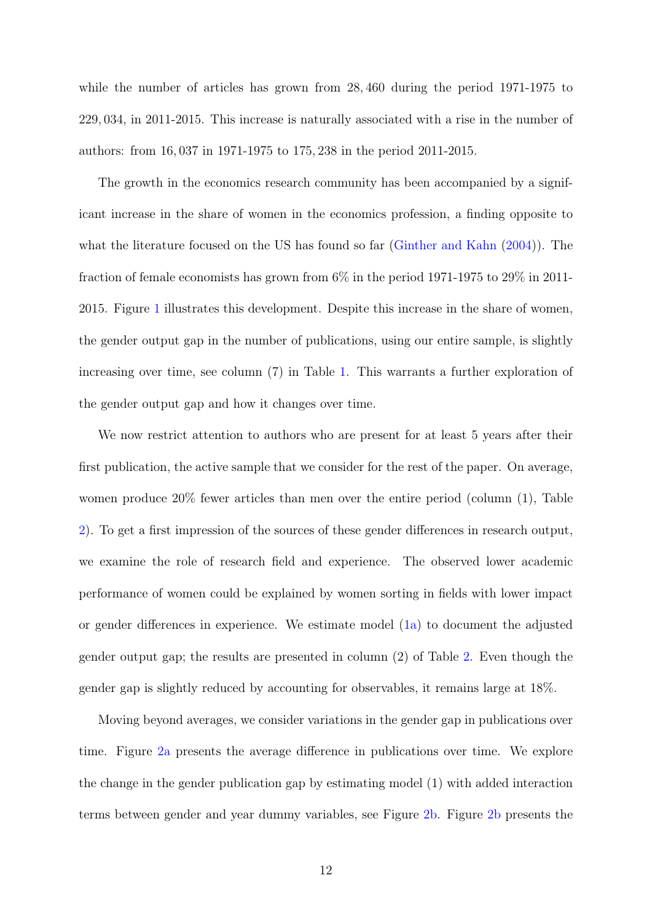while the number of articles has grown from 28,460 during the period 1971-1975 to 229,034, in 2011-2015. This increase is naturally associated with a rise in the number of authors: from 16,037 in 1971-1975 to 175,238 in the period 2011-2015.

The growth in the economics research community has been accompanied by a significant increase in the share of women in the economics profession, a finding opposite to what the literature focused on the US has found so far (Ginther and Kahn (2004)). The fraction of female economists has grown from 6% in the period 1971-1975 to 29% in 2011-2015. Figure 1 illustrates this development. Despite this increase in the share of women, the gender output gap in the number of publications, using our entire sample, is slightly increasing over time, see column (7) in Table 1. This warrants a further exploration of the gender output gap and how it changes over time.

We now restrict attention to authors who are present for at least 5 years after their first publication, the active sample that we consider for the rest of the paper. On average, women produce 20% fewer articles than men over the entire period (column (1), Table 2). To get a first impression of the sources of these gender differences in research output, we examine the role of research field and experience. The observed lower academic performance of women could be explained by women sorting in fields with lower impact or gender differences in experience. We estimate model (1a) to document the adjusted gender output gap; the results are presented in column (2) of Table 2. Even though the gender gap is slightly reduced by accounting for observables, it remains large at 18%.

Moving beyond averages, we consider variations in the gender gap in publications over time. Figure 2a presents the average difference in publications over time. We explore the change in the gender publication gap by estimating model (1) with added interaction terms between gender and year dummy variables, see Figure 2b. Figure 2b presents the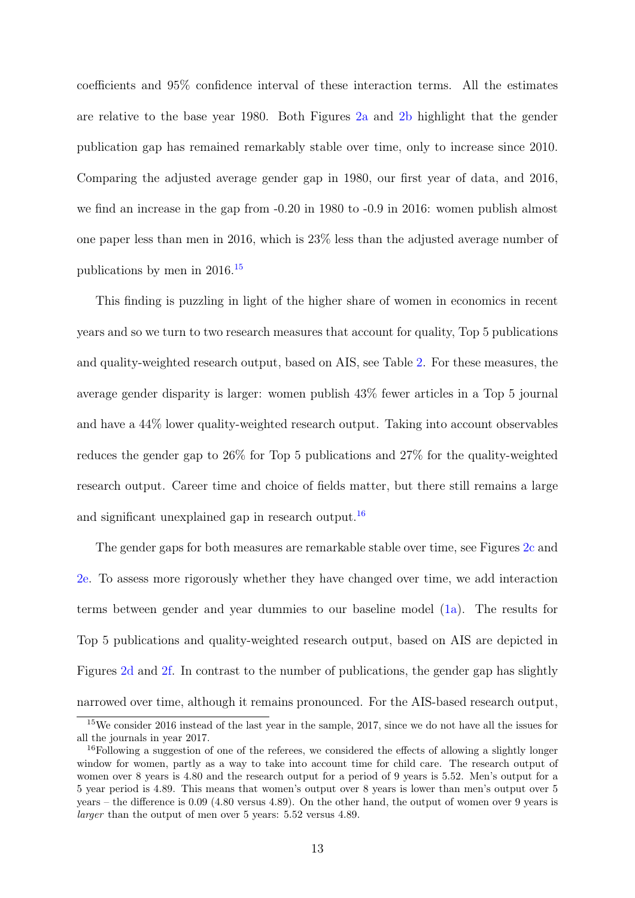coefficients and 95% confidence interval of these interaction terms. All the estimates are relative to the base year 1980. Both Figures 2a and 2b highlight that the gender publication gap has remained remarkably stable over time, only to increase since 2010. Comparing the adjusted average gender gap in 1980, our first year of data, and 2016, we find an increase in the gap from -0.20 in 1980 to -0.9 in 2016: women publish almost one paper less than men in 2016, which is 23% less than the adjusted average number of publications by men in 2016.[15]

This finding is puzzling in light of the higher share of women in economics in recent years and so we turn to two research measures that account for quality, Top 5 publications and quality-weighted research output, based on AIS, see Table 2. For these measures, the average gender disparity is larger: women publish 43% fewer articles in a Top 5 journal and have a 44% lower quality-weighted research output. Taking into account observables reduces the gender gap to 26% for Top 5 publications and 27% for the quality-weighted research output. Career time and choice of fields matter, but there still remains a large and significant unexplained gap in research output.[16]

The gender gaps for both measures are remarkable stable over time, see Figures 2c and 2e. To assess more rigorously whether they have changed over time, we add interaction terms between gender and year dummies to our baseline model (1a). The results for Top 5 publications and quality-weighted research output, based on AIS are depicted in Figures 2d and 2f. In contrast to the number of publications, the gender gap has slightly narrowed over time, although it remains pronounced. For the AIS-based research output,

[15] We consider 2016 instead of the last year in the sample, 2017, since we do not have all the issues for all the journals in year 2017.

[16] Following a suggestion of one of the referees, we considered the effects of allowing a slightly longer window for women, partly as a way to take into account time for child care. The research output of women over 8 years is 4.80 and the research output for a period of 9 years is 5.52. Men's output for a 5 year period is 4.89. This means that women's output over 8 years is lower than men's output over 5 years – the difference is 0.09 (4.80 versus 4.89). On the other hand, the output of women over 9 years is *larger* than the output of men over 5 years: 5.52 versus 4.89.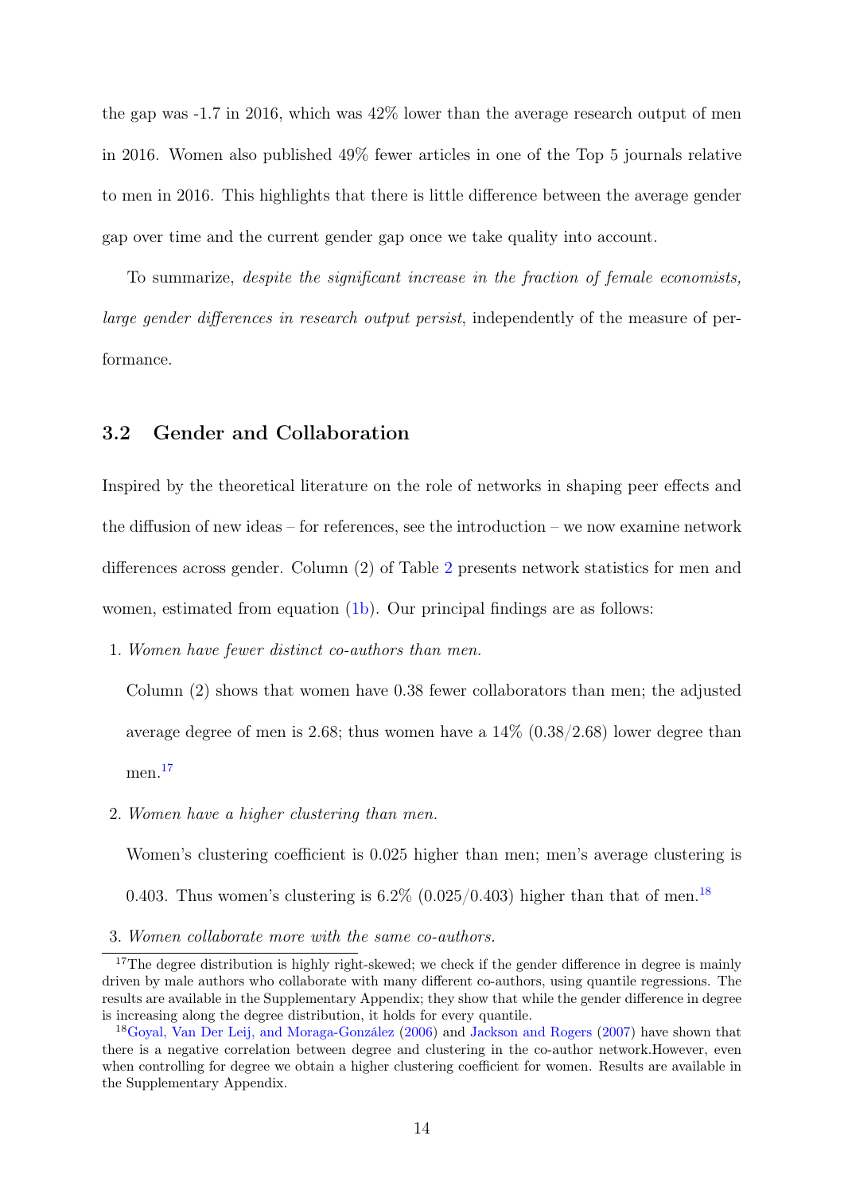the gap was -1.7 in 2016, which was 42% lower than the average research output of men in 2016. Women also published 49% fewer articles in one of the Top 5 journals relative to men in 2016. This highlights that there is little difference between the average gender gap over time and the current gender gap once we take quality into account.

To summarize, *despite the significant increase in the fraction of female economists, large gender differences in research output persist*, independently of the measure of performance.

### 3.2 Gender and Collaboration

Inspired by the theoretical literature on the role of networks in shaping peer effects and the diffusion of new ideas – for references, see the introduction – we now examine network differences across gender. Column (2) of Table 2 presents network statistics for men and women, estimated from equation (1b). Our principal findings are as follows:

1. *Women have fewer distinct co-authors than men.*

   Column (2) shows that women have 0.38 fewer collaborators than men; the adjusted average degree of men is 2.68; thus women have a 14% (0.38/2.68) lower degree than men.[17]

2. *Women have a higher clustering than men.*

   Women's clustering coefficient is 0.025 higher than men; men's average clustering is 0.403. Thus women's clustering is 6.2% (0.025/0.403) higher than that of men.[18]

3. *Women collaborate more with the same co-authors.*

[17] The degree distribution is highly right-skewed; we check if the gender difference in degree is mainly driven by male authors who collaborate with many different co-authors, using quantile regressions. The results are available in the Supplementary Appendix; they show that while the gender difference in degree is increasing along the degree distribution, it holds for every quantile.

[18] Goyal, Van Der Leij, and Moraga-González (2006) and Jackson and Rogers (2007) have shown that there is a negative correlation between degree and clustering in the co-author network.However, even when controlling for degree we obtain a higher clustering coefficient for women. Results are available in the Supplementary Appendix.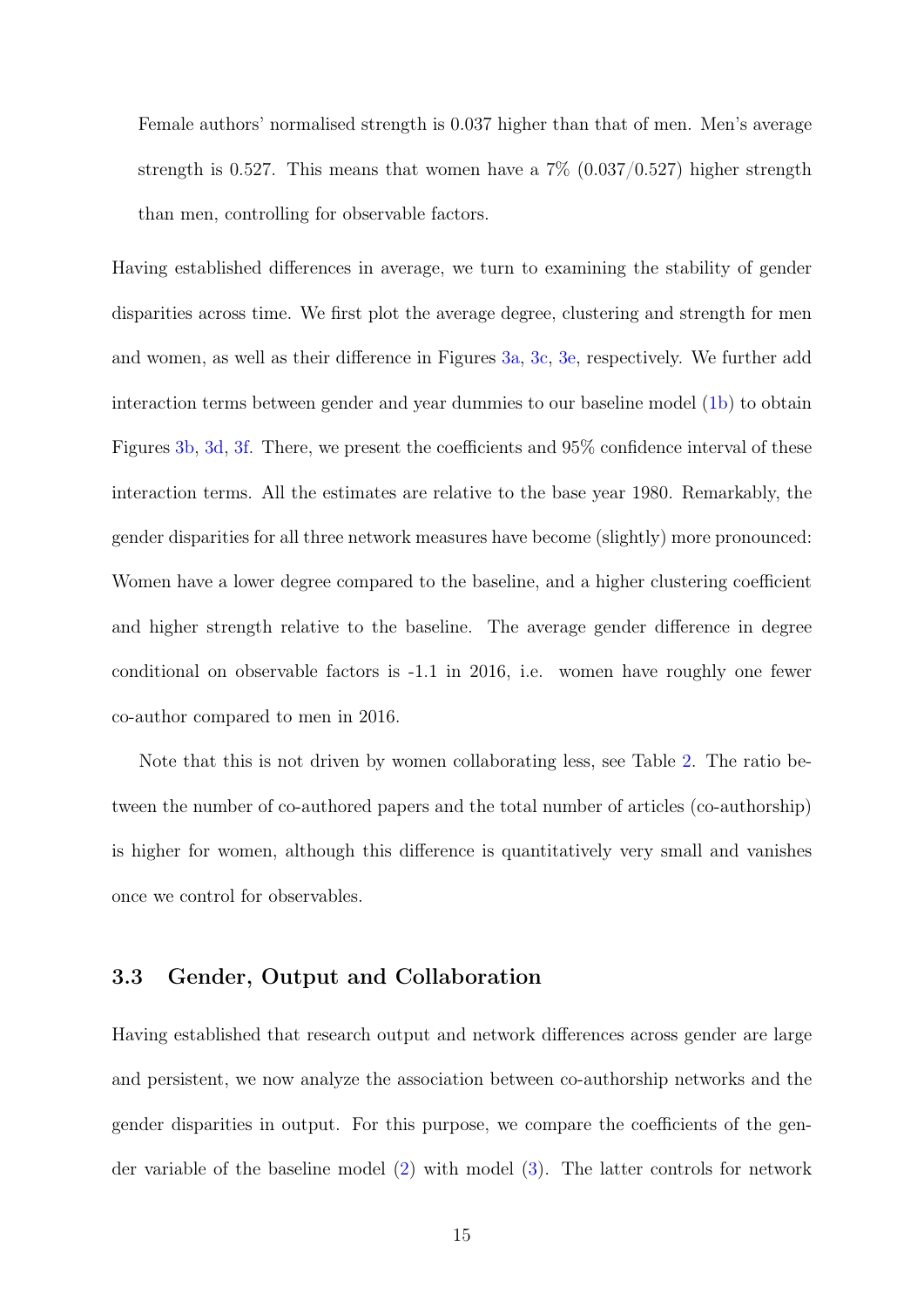Female authors' normalised strength is 0.037 higher than that of men. Men's average strength is 0.527. This means that women have a 7% (0.037/0.527) higher strength than men, controlling for observable factors.

Having established differences in average, we turn to examining the stability of gender disparities across time. We first plot the average degree, clustering and strength for men and women, as well as their difference in Figures 3a, 3c, 3e, respectively. We further add interaction terms between gender and year dummies to our baseline model (1b) to obtain Figures 3b, 3d, 3f. There, we present the coefficients and 95% confidence interval of these interaction terms. All the estimates are relative to the base year 1980. Remarkably, the gender disparities for all three network measures have become (slightly) more pronounced: Women have a lower degree compared to the baseline, and a higher clustering coefficient and higher strength relative to the baseline. The average gender difference in degree conditional on observable factors is -1.1 in 2016, i.e. women have roughly one fewer co-author compared to men in 2016.

Note that this is not driven by women collaborating less, see Table 2. The ratio between the number of co-authored papers and the total number of articles (co-authorship) is higher for women, although this difference is quantitatively very small and vanishes once we control for observables.

### 3.3 Gender, Output and Collaboration

Having established that research output and network differences across gender are large and persistent, we now analyze the association between co-authorship networks and the gender disparities in output. For this purpose, we compare the coefficients of the gender variable of the baseline model (2) with model (3). The latter controls for network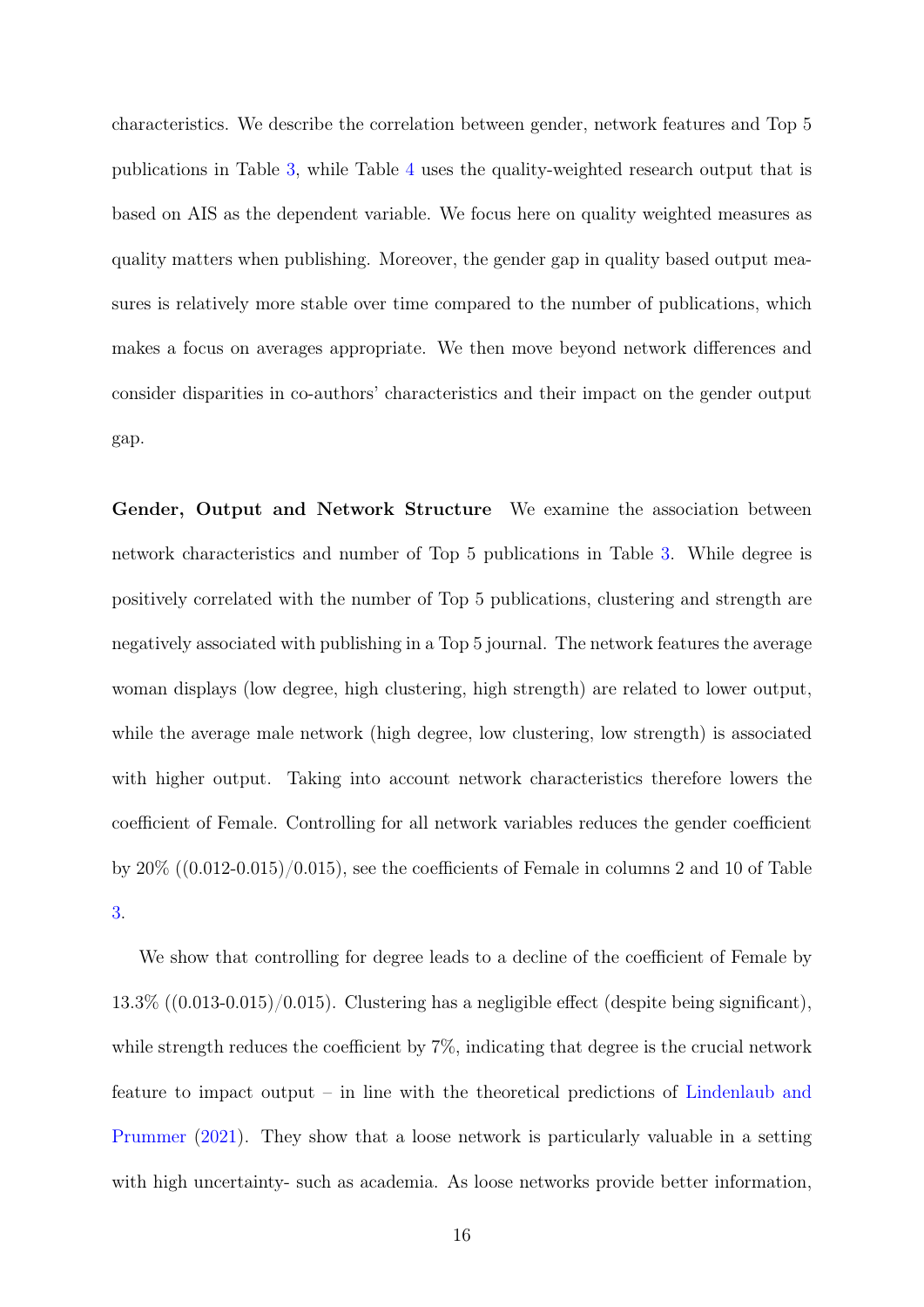characteristics. We describe the correlation between gender, network features and Top 5 publications in Table 3, while Table 4 uses the quality-weighted research output that is based on AIS as the dependent variable. We focus here on quality weighted measures as quality matters when publishing. Moreover, the gender gap in quality based output measures is relatively more stable over time compared to the number of publications, which makes a focus on averages appropriate. We then move beyond network differences and consider disparities in co-authors' characteristics and their impact on the gender output gap.

**Gender, Output and Network Structure** We examine the association between network characteristics and number of Top 5 publications in Table 3. While degree is positively correlated with the number of Top 5 publications, clustering and strength are negatively associated with publishing in a Top 5 journal. The network features the average woman displays (low degree, high clustering, high strength) are related to lower output, while the average male network (high degree, low clustering, low strength) is associated with higher output. Taking into account network characteristics therefore lowers the coefficient of Female. Controlling for all network variables reduces the gender coefficient by 20% ((0.012-0.015)/0.015), see the coefficients of Female in columns 2 and 10 of Table 3.

We show that controlling for degree leads to a decline of the coefficient of Female by 13.3% ((0.013-0.015)/0.015). Clustering has a negligible effect (despite being significant), while strength reduces the coefficient by 7%, indicating that degree is the crucial network feature to impact output – in line with the theoretical predictions of Lindenlaub and Prummer (2021). They show that a loose network is particularly valuable in a setting with high uncertainty- such as academia. As loose networks provide better information,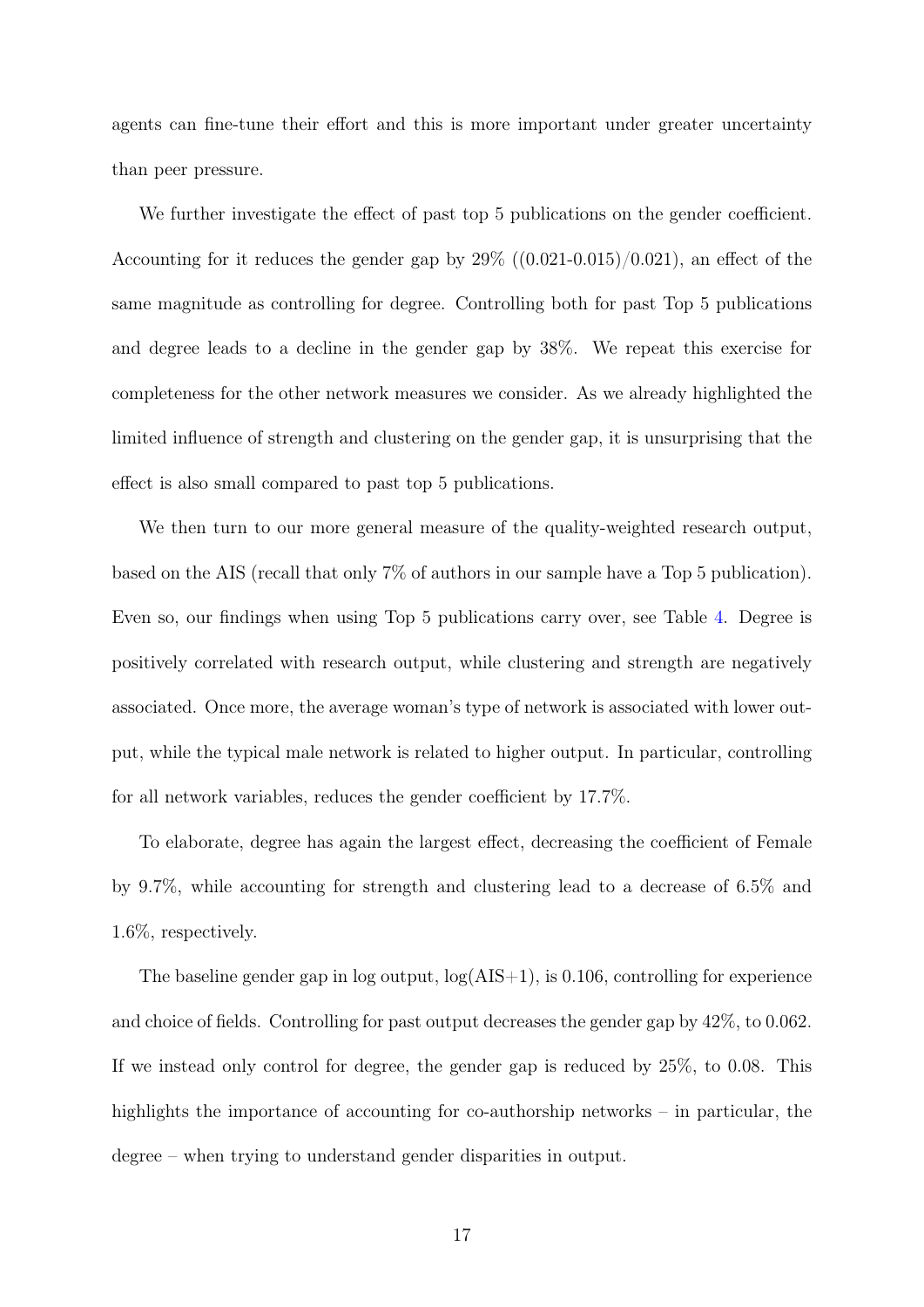agents can fine-tune their effort and this is more important under greater uncertainty than peer pressure.

We further investigate the effect of past top 5 publications on the gender coefficient. Accounting for it reduces the gender gap by 29% ((0.021-0.015)/0.021), an effect of the same magnitude as controlling for degree. Controlling both for past Top 5 publications and degree leads to a decline in the gender gap by 38%. We repeat this exercise for completeness for the other network measures we consider. As we already highlighted the limited influence of strength and clustering on the gender gap, it is unsurprising that the effect is also small compared to past top 5 publications.

We then turn to our more general measure of the quality-weighted research output, based on the AIS (recall that only 7% of authors in our sample have a Top 5 publication). Even so, our findings when using Top 5 publications carry over, see Table 4. Degree is positively correlated with research output, while clustering and strength are negatively associated. Once more, the average woman's type of network is associated with lower output, while the typical male network is related to higher output. In particular, controlling for all network variables, reduces the gender coefficient by 17.7%.

To elaborate, degree has again the largest effect, decreasing the coefficient of Female by 9.7%, while accounting for strength and clustering lead to a decrease of 6.5% and 1.6%, respectively.

The baseline gender gap in log output, log(AIS+1), is 0.106, controlling for experience and choice of fields. Controlling for past output decreases the gender gap by 42%, to 0.062. If we instead only control for degree, the gender gap is reduced by 25%, to 0.08. This highlights the importance of accounting for co-authorship networks – in particular, the degree – when trying to understand gender disparities in output.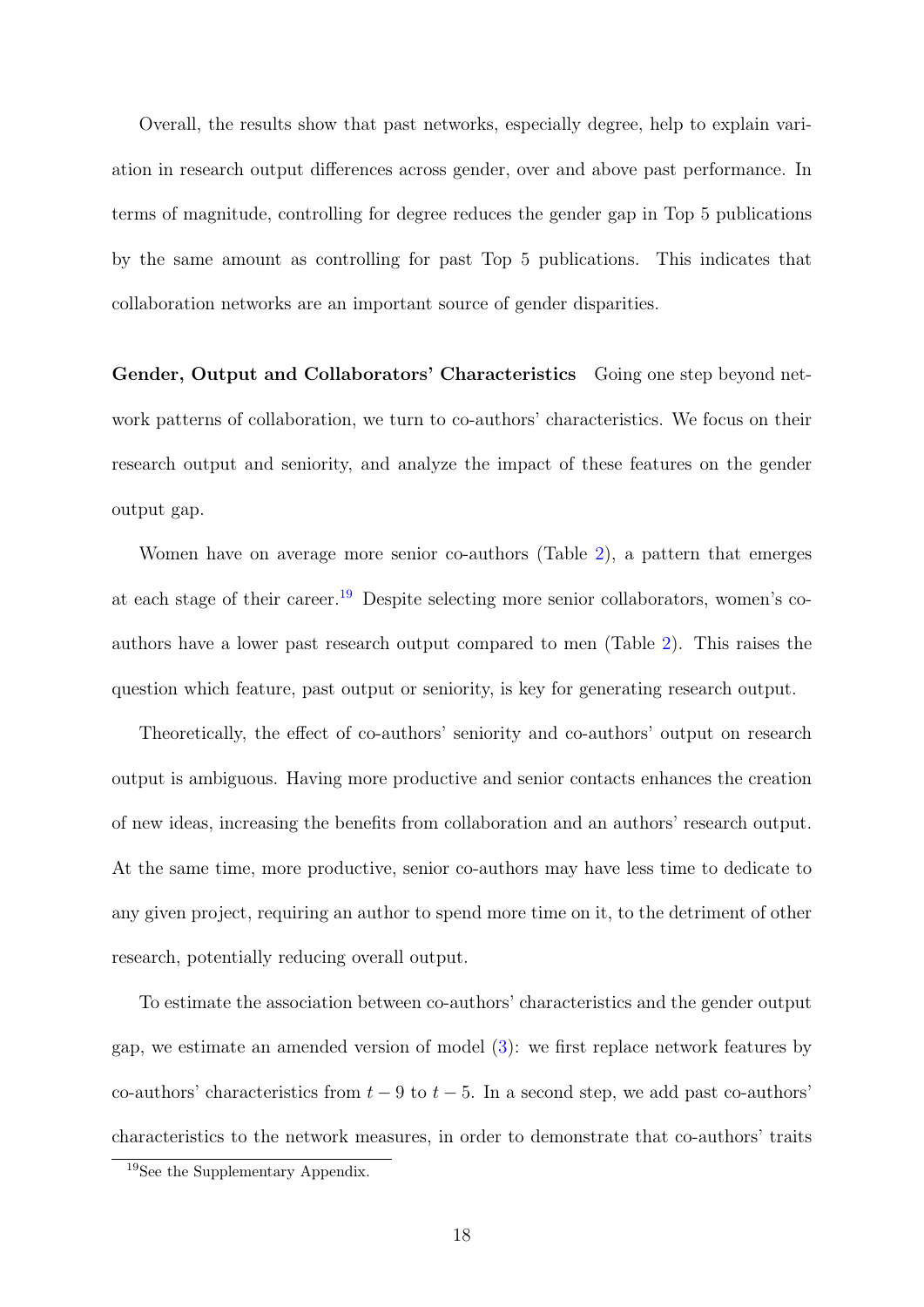Overall, the results show that past networks, especially degree, help to explain variation in research output differences across gender, over and above past performance. In terms of magnitude, controlling for degree reduces the gender gap in Top 5 publications by the same amount as controlling for past Top 5 publications. This indicates that collaboration networks are an important source of gender disparities.

**Gender, Output and Collaborators' Characteristics** Going one step beyond network patterns of collaboration, we turn to co-authors' characteristics. We focus on their research output and seniority, and analyze the impact of these features on the gender output gap.

Women have on average more senior co-authors (Table 2), a pattern that emerges at each stage of their career.[19] Despite selecting more senior collaborators, women's co-authors have a lower past research output compared to men (Table 2). This raises the question which feature, past output or seniority, is key for generating research output.

Theoretically, the effect of co-authors' seniority and co-authors' output on research output is ambiguous. Having more productive and senior contacts enhances the creation of new ideas, increasing the benefits from collaboration and an authors' research output. At the same time, more productive, senior co-authors may have less time to dedicate to any given project, requiring an author to spend more time on it, to the detriment of other research, potentially reducing overall output.

To estimate the association between co-authors' characteristics and the gender output gap, we estimate an amended version of model (3): we first replace network features by co-authors' characteristics from $t-9$ to $t-5$. In a second step, we add past co-authors' characteristics to the network measures, in order to demonstrate that co-authors' traits

[19] See the Supplementary Appendix.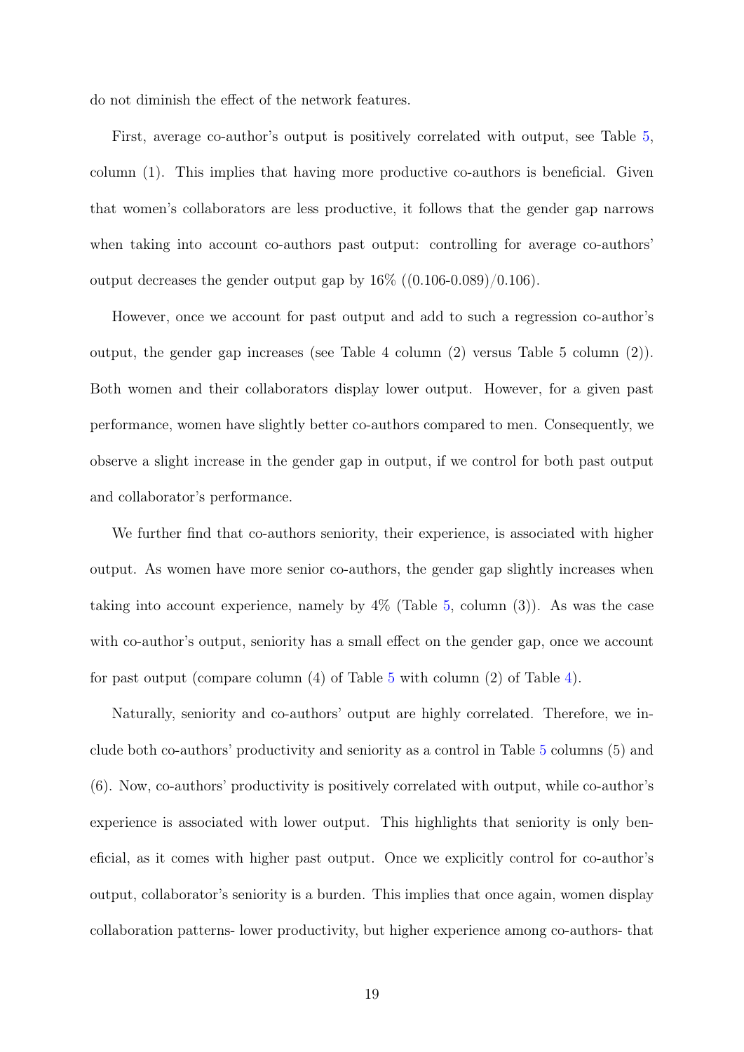do not diminish the effect of the network features.

First, average co-author's output is positively correlated with output, see Table 5, column (1). This implies that having more productive co-authors is beneficial. Given that women's collaborators are less productive, it follows that the gender gap narrows when taking into account co-authors past output: controlling for average co-authors' output decreases the gender output gap by 16% ((0.106-0.089)/0.106).

However, once we account for past output and add to such a regression co-author's output, the gender gap increases (see Table 4 column (2) versus Table 5 column (2)). Both women and their collaborators display lower output. However, for a given past performance, women have slightly better co-authors compared to men. Consequently, we observe a slight increase in the gender gap in output, if we control for both past output and collaborator's performance.

We further find that co-authors seniority, their experience, is associated with higher output. As women have more senior co-authors, the gender gap slightly increases when taking into account experience, namely by 4% (Table 5, column (3)). As was the case with co-author's output, seniority has a small effect on the gender gap, once we account for past output (compare column (4) of Table 5 with column (2) of Table 4).

Naturally, seniority and co-authors' output are highly correlated. Therefore, we include both co-authors' productivity and seniority as a control in Table 5 columns (5) and (6). Now, co-authors' productivity is positively correlated with output, while co-author's experience is associated with lower output. This highlights that seniority is only beneficial, as it comes with higher past output. Once we explicitly control for co-author's output, collaborator's seniority is a burden. This implies that once again, women display collaboration patterns- lower productivity, but higher experience among co-authors- that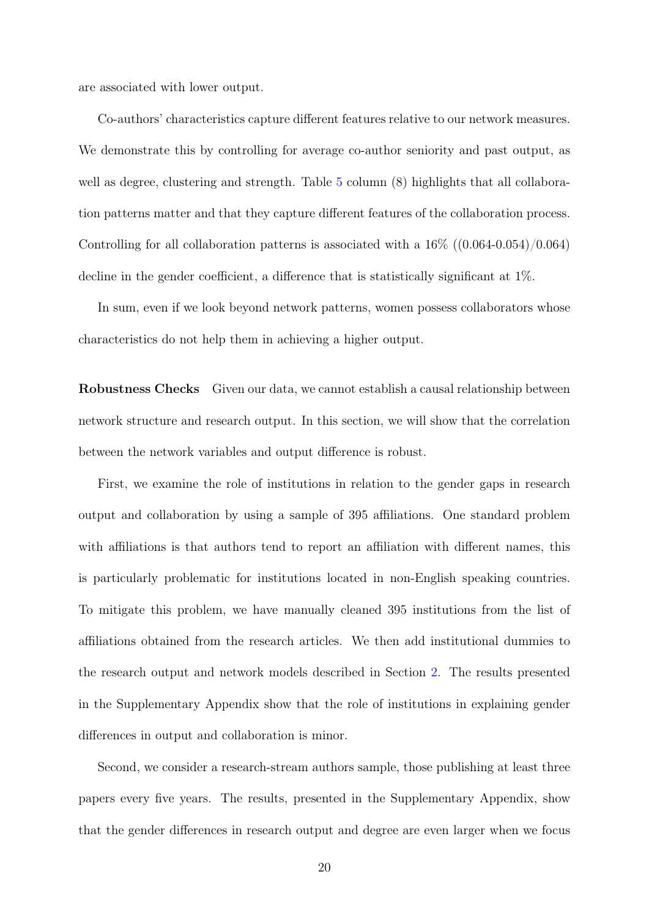are associated with lower output.

Co-authors' characteristics capture different features relative to our network measures. We demonstrate this by controlling for average co-author seniority and past output, as well as degree, clustering and strength. Table 5 column (8) highlights that all collaboration patterns matter and that they capture different features of the collaboration process. Controlling for all collaboration patterns is associated with a 16% ((0.064-0.054)/0.064) decline in the gender coefficient, a difference that is statistically significant at 1%.

In sum, even if we look beyond network patterns, women possess collaborators whose characteristics do not help them in achieving a higher output.

**Robustness Checks** Given our data, we cannot establish a causal relationship between network structure and research output. In this section, we will show that the correlation between the network variables and output difference is robust.

First, we examine the role of institutions in relation to the gender gaps in research output and collaboration by using a sample of 395 affiliations. One standard problem with affiliations is that authors tend to report an affiliation with different names, this is particularly problematic for institutions located in non-English speaking countries. To mitigate this problem, we have manually cleaned 395 institutions from the list of affiliations obtained from the research articles. We then add institutional dummies to the research output and network models described in Section 2. The results presented in the Supplementary Appendix show that the role of institutions in explaining gender differences in output and collaboration is minor.

Second, we consider a research-stream authors sample, those publishing at least three papers every five years. The results, presented in the Supplementary Appendix, show that the gender differences in research output and degree are even larger when we focus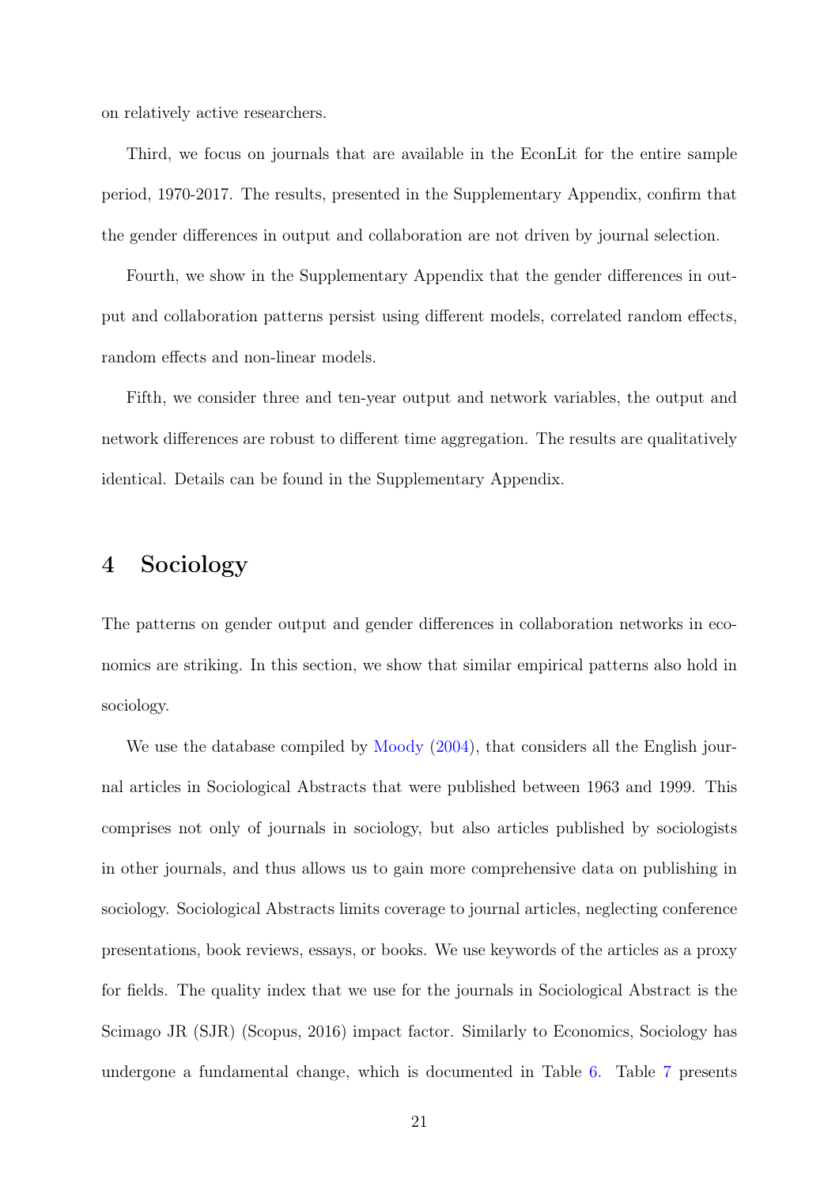on relatively active researchers.

Third, we focus on journals that are available in the EconLit for the entire sample period, 1970-2017. The results, presented in the Supplementary Appendix, confirm that the gender differences in output and collaboration are not driven by journal selection.

Fourth, we show in the Supplementary Appendix that the gender differences in output and collaboration patterns persist using different models, correlated random effects, random effects and non-linear models.

Fifth, we consider three and ten-year output and network variables, the output and network differences are robust to different time aggregation. The results are qualitatively identical. Details can be found in the Supplementary Appendix.

# 4 Sociology

The patterns on gender output and gender differences in collaboration networks in economics are striking. In this section, we show that similar empirical patterns also hold in sociology.

We use the database compiled by Moody (2004), that considers all the English journal articles in Sociological Abstracts that were published between 1963 and 1999. This comprises not only of journals in sociology, but also articles published by sociologists in other journals, and thus allows us to gain more comprehensive data on publishing in sociology. Sociological Abstracts limits coverage to journal articles, neglecting conference presentations, book reviews, essays, or books. We use keywords of the articles as a proxy for fields. The quality index that we use for the journals in Sociological Abstract is the Scimago JR (SJR) (Scopus, 2016) impact factor. Similarly to Economics, Sociology has undergone a fundamental change, which is documented in Table 6. Table 7 presents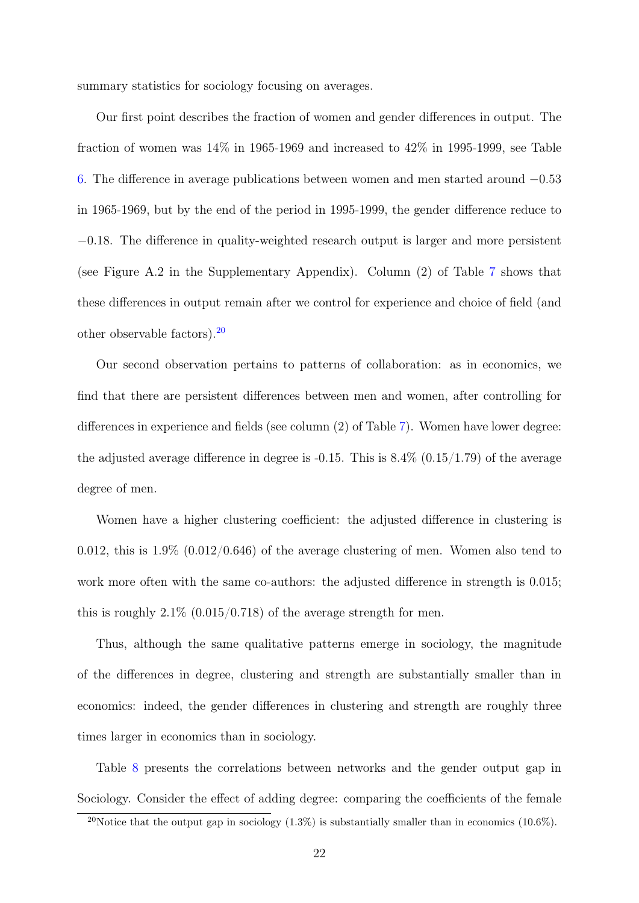summary statistics for sociology focusing on averages.

Our first point describes the fraction of women and gender differences in output. The fraction of women was 14% in 1965-1969 and increased to 42% in 1995-1999, see Table 6. The difference in average publications between women and men started around $-0.53$ in 1965-1969, but by the end of the period in 1995-1999, the gender difference reduce to $-0.18$. The difference in quality-weighted research output is larger and more persistent (see Figure A.2 in the Supplementary Appendix). Column (2) of Table 7 shows that these differences in output remain after we control for experience and choice of field (and other observable factors).[20]

Our second observation pertains to patterns of collaboration: as in economics, we find that there are persistent differences between men and women, after controlling for differences in experience and fields (see column (2) of Table 7). Women have lower degree: the adjusted average difference in degree is -0.15. This is 8.4% (0.15/1.79) of the average degree of men.

Women have a higher clustering coefficient: the adjusted difference in clustering is 0.012, this is 1.9% (0.012/0.646) of the average clustering of men. Women also tend to work more often with the same co-authors: the adjusted difference in strength is 0.015; this is roughly 2.1% (0.015/0.718) of the average strength for men.

Thus, although the same qualitative patterns emerge in sociology, the magnitude of the differences in degree, clustering and strength are substantially smaller than in economics: indeed, the gender differences in clustering and strength are roughly three times larger in economics than in sociology.

Table 8 presents the correlations between networks and the gender output gap in Sociology. Consider the effect of adding degree: comparing the coefficients of the female

[20] Notice that the output gap in sociology (1.3%) is substantially smaller than in economics (10.6%).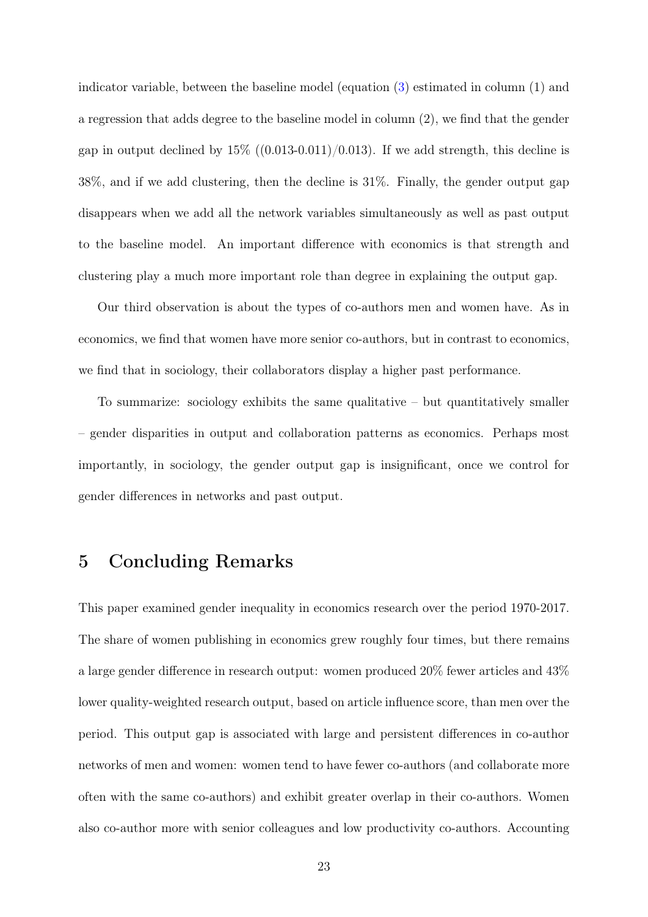indicator variable, between the baseline model (equation (3) estimated in column (1) and a regression that adds degree to the baseline model in column (2), we find that the gender gap in output declined by 15% ((0.013-0.011)/0.013). If we add strength, this decline is 38%, and if we add clustering, then the decline is 31%. Finally, the gender output gap disappears when we add all the network variables simultaneously as well as past output to the baseline model. An important difference with economics is that strength and clustering play a much more important role than degree in explaining the output gap.

Our third observation is about the types of co-authors men and women have. As in economics, we find that women have more senior co-authors, but in contrast to economics, we find that in sociology, their collaborators display a higher past performance.

To summarize: sociology exhibits the same qualitative – but quantitatively smaller – gender disparities in output and collaboration patterns as economics. Perhaps most importantly, in sociology, the gender output gap is insignificant, once we control for gender differences in networks and past output.

## 5 Concluding Remarks

This paper examined gender inequality in economics research over the period 1970-2017. The share of women publishing in economics grew roughly four times, but there remains a large gender difference in research output: women produced 20% fewer articles and 43% lower quality-weighted research output, based on article influence score, than men over the period. This output gap is associated with large and persistent differences in co-author networks of men and women: women tend to have fewer co-authors (and collaborate more often with the same co-authors) and exhibit greater overlap in their co-authors. Women also co-author more with senior colleagues and low productivity co-authors. Accounting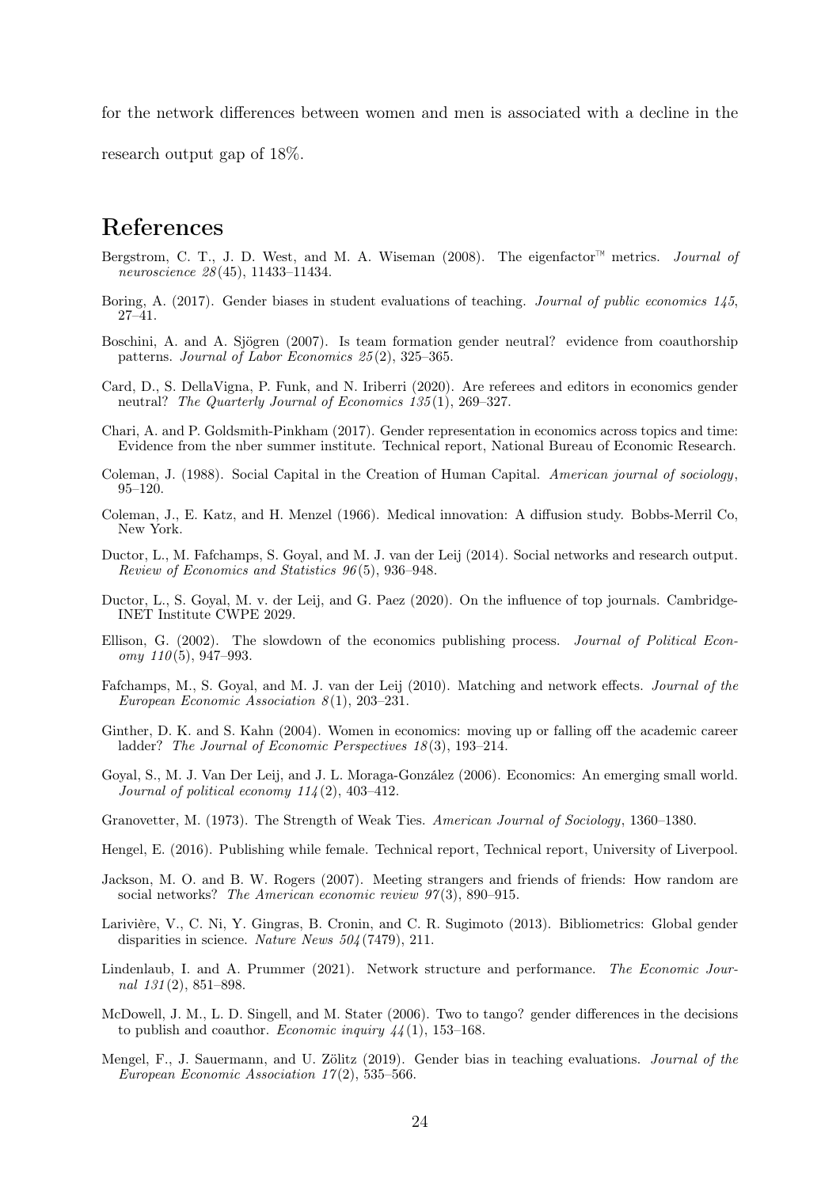for the network differences between women and men is associated with a decline in the research output gap of 18%.

# References

Bergstrom, C. T., J. D. West, and M. A. Wiseman (2008). The eigenfactor™ metrics. *Journal of neuroscience 28*(45), 11433–11434.

Boring, A. (2017). Gender biases in student evaluations of teaching. *Journal of public economics 145*, 27–41.

Boschini, A. and A. Sjögren (2007). Is team formation gender neutral? evidence from coauthorship patterns. *Journal of Labor Economics 25*(2), 325–365.

Card, D., S. DellaVigna, P. Funk, and N. Iriberri (2020). Are referees and editors in economics gender neutral? *The Quarterly Journal of Economics 135*(1), 269–327.

Chari, A. and P. Goldsmith-Pinkham (2017). Gender representation in economics across topics and time: Evidence from the nber summer institute. Technical report, National Bureau of Economic Research.

Coleman, J. (1988). Social Capital in the Creation of Human Capital. *American journal of sociology*, 95–120.

Coleman, J., E. Katz, and H. Menzel (1966). Medical innovation: A diffusion study. Bobbs-Merril Co, New York.

Ductor, L., M. Fafchamps, S. Goyal, and M. J. van der Leij (2014). Social networks and research output. *Review of Economics and Statistics 96*(5), 936–948.

Ductor, L., S. Goyal, M. v. der Leij, and G. Paez (2020). On the influence of top journals. Cambridge-INET Institute CWPE 2029.

Ellison, G. (2002). The slowdown of the economics publishing process. *Journal of Political Economy 110*(5), 947–993.

Fafchamps, M., S. Goyal, and M. J. van der Leij (2010). Matching and network effects. *Journal of the European Economic Association 8*(1), 203–231.

Ginther, D. K. and S. Kahn (2004). Women in economics: moving up or falling off the academic career ladder? *The Journal of Economic Perspectives 18*(3), 193–214.

Goyal, S., M. J. Van Der Leij, and J. L. Moraga-González (2006). Economics: An emerging small world. *Journal of political economy 114*(2), 403–412.

Granovetter, M. (1973). The Strength of Weak Ties. *American Journal of Sociology*, 1360–1380.

Hengel, E. (2016). Publishing while female. Technical report, Technical report, University of Liverpool.

Jackson, M. O. and B. W. Rogers (2007). Meeting strangers and friends of friends: How random are social networks? *The American economic review 97*(3), 890–915.

Larivière, V., C. Ni, Y. Gingras, B. Cronin, and C. R. Sugimoto (2013). Bibliometrics: Global gender disparities in science. *Nature News 504*(7479), 211.

Lindenlaub, I. and A. Prummer (2021). Network structure and performance. *The Economic Journal 131*(2), 851–898.

McDowell, J. M., L. D. Singell, and M. Stater (2006). Two to tango? gender differences in the decisions to publish and coauthor. *Economic inquiry 44*(1), 153–168.

Mengel, F., J. Sauermann, and U. Zölitz (2019). Gender bias in teaching evaluations. *Journal of the European Economic Association 17*(2), 535–566.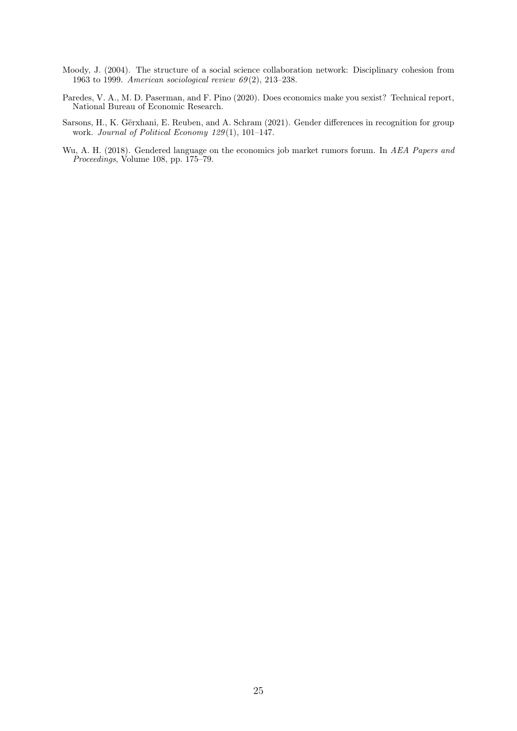Moody, J. (2004). The structure of a social science collaboration network: Disciplinary cohesion from 1963 to 1999. *American sociological review 69*(2), 213–238.

Paredes, V. A., M. D. Paserman, and F. Pino (2020). Does economics make you sexist? Technical report, National Bureau of Economic Research.

Sarsons, H., K. Gërxhani, E. Reuben, and A. Schram (2021). Gender differences in recognition for group work. *Journal of Political Economy 129*(1), 101–147.

Wu, A. H. (2018). Gendered language on the economics job market rumors forum. In *AEA Papers and Proceedings*, Volume 108, pp. 175–79.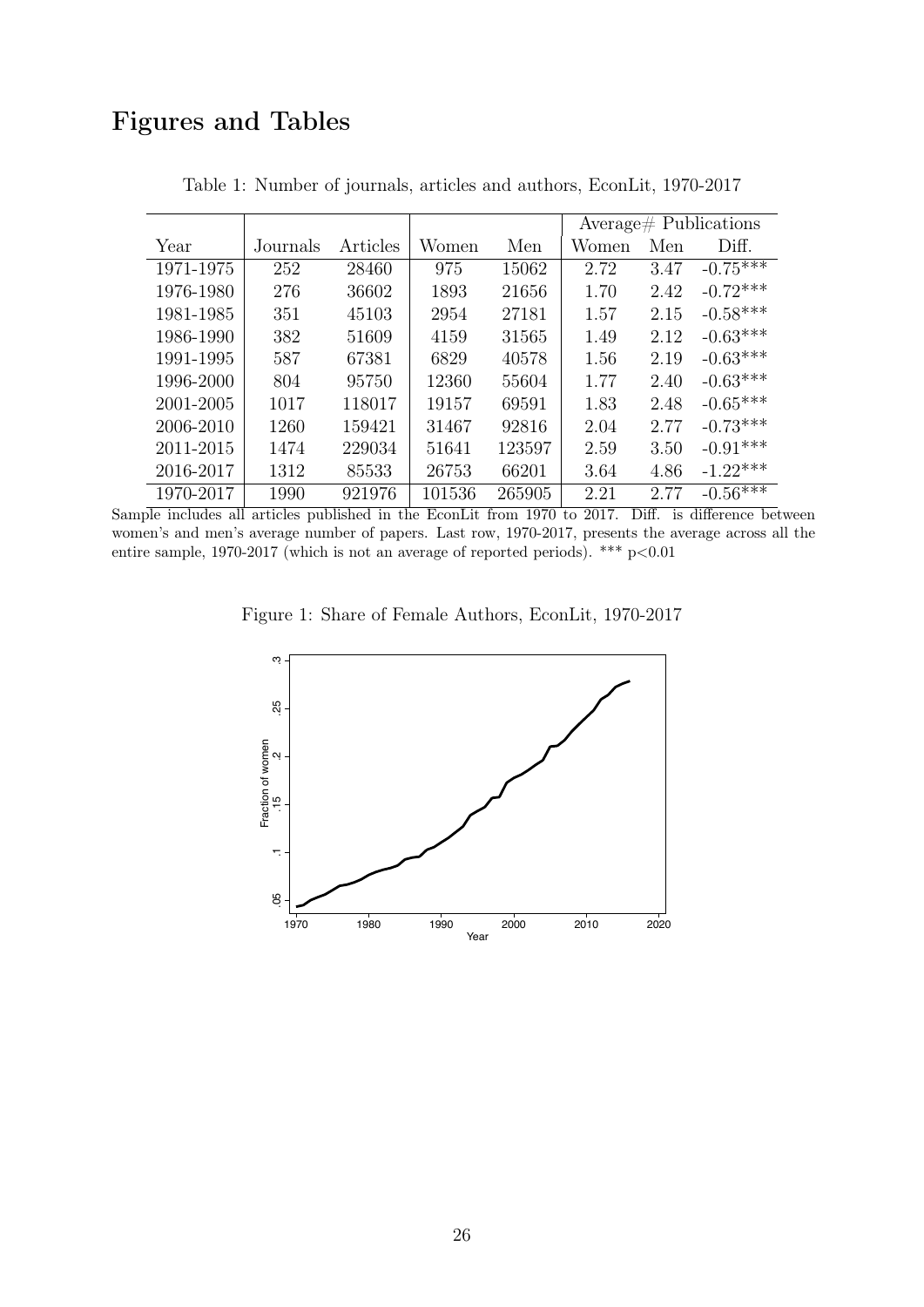# Figures and Tables

Table 1: Number of journals, articles and authors, EconLit, 1970-2017

| | | | | | Average# Publications | | |
|---|---|---|---|---|---|---|---|
| Year | Journals | Articles | Women | Men | Women | Men | Diff. |
| 1971-1975 | 252 | 28460 | 975 | 15062 | 2.72 | 3.47 | -0.75*** |
| 1976-1980 | 276 | 36602 | 1893 | 21656 | 1.70 | 2.42 | -0.72*** |
| 1981-1985 | 351 | 45103 | 2954 | 27181 | 1.57 | 2.15 | -0.58*** |
| 1986-1990 | 382 | 51609 | 4159 | 31565 | 1.49 | 2.12 | -0.63*** |
| 1991-1995 | 587 | 67381 | 6829 | 40578 | 1.56 | 2.19 | -0.63*** |
| 1996-2000 | 804 | 95750 | 12360 | 55604 | 1.77 | 2.40 | -0.63*** |
| 2001-2005 | 1017 | 118017 | 19157 | 69591 | 1.83 | 2.48 | -0.65*** |
| 2006-2010 | 1260 | 159421 | 31467 | 92816 | 2.04 | 2.77 | -0.73*** |
| 2011-2015 | 1474 | 229034 | 51641 | 123597 | 2.59 | 3.50 | -0.91*** |
| 2016-2017 | 1312 | 85533 | 26753 | 66201 | 3.64 | 4.86 | -1.22*** |
| 1970-2017 | 1990 | 921976 | 101536 | 265905 | 2.21 | 2.77 | -0.56*** |

Sample includes all articles published in the EconLit from 1970 to 2017. Diff. is difference between women's and men's average number of papers. Last row, 1970-2017, presents the average across all the entire sample, 1970-2017 (which is not an average of reported periods). *** $p<0.01$

Figure 1: Share of Female Authors, EconLit, 1970-2017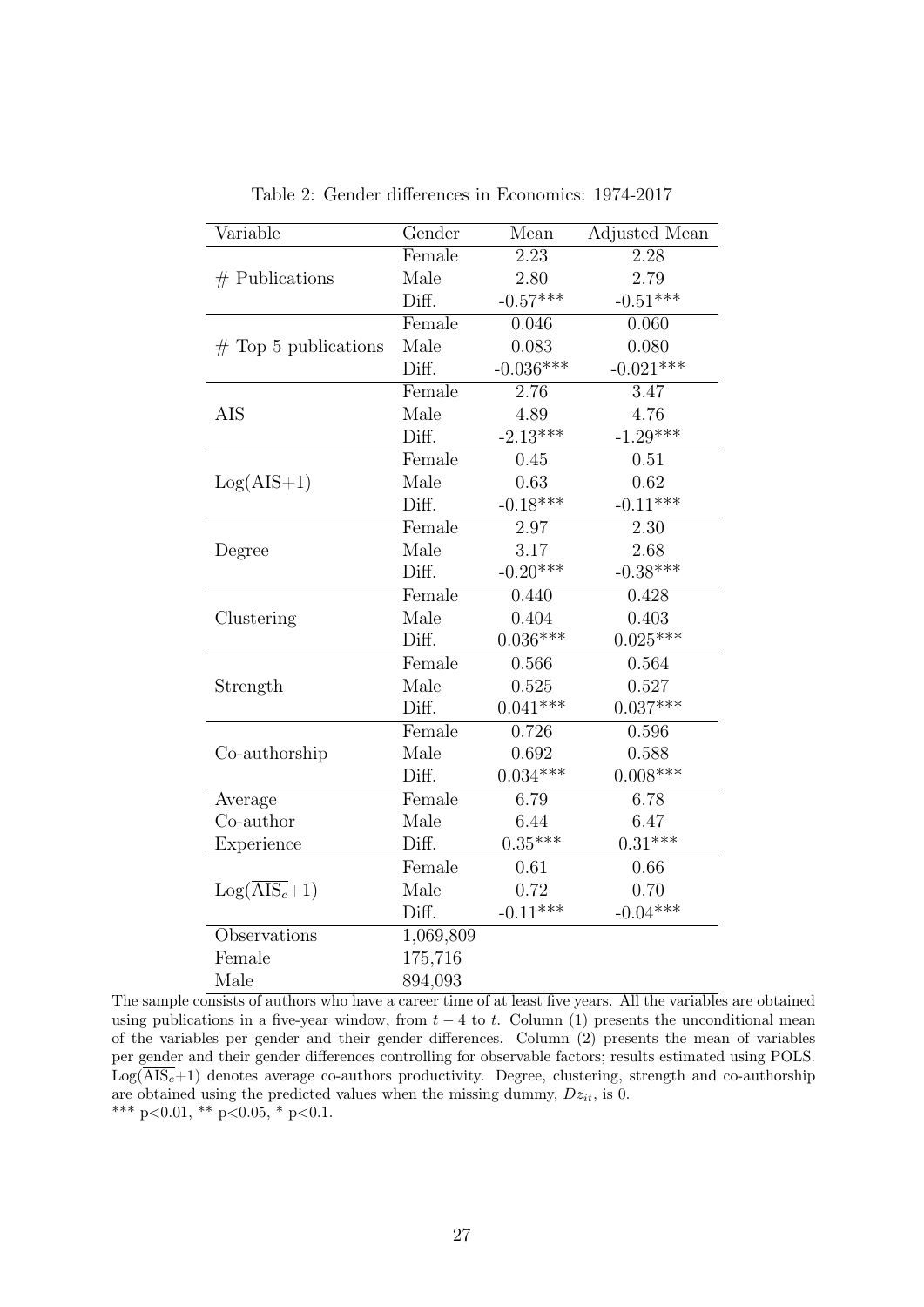Table 2: Gender differences in Economics: 1974-2017

| Variable | Gender | Mean | Adjusted Mean |
|---|---|---|---|
| # Publications | Female | 2.23 | 2.28 |
| | Male | 2.80 | 2.79 |
| | Diff. | -0.57*** | -0.51*** |
| # Top 5 publications | Female | 0.046 | 0.060 |
| | Male | 0.083 | 0.080 |
| | Diff. | -0.036*** | -0.021*** |
| AIS | Female | 2.76 | 3.47 |
| | Male | 4.89 | 4.76 |
| | Diff. | -2.13*** | -1.29*** |
| Log(AIS+1) | Female | 0.45 | 0.51 |
| | Male | 0.63 | 0.62 |
| | Diff. | -0.18*** | -0.11*** |
| Degree | Female | 2.97 | 2.30 |
| | Male | 3.17 | 2.68 |
| | Diff. | -0.20*** | -0.38*** |
| Clustering | Female | 0.440 | 0.428 |
| | Male | 0.404 | 0.403 |
| | Diff. | 0.036*** | 0.025*** |
| Strength | Female | 0.566 | 0.564 |
| | Male | 0.525 | 0.527 |
| | Diff. | 0.041*** | 0.037*** |
| Co-authorship | Female | 0.726 | 0.596 |
| | Male | 0.692 | 0.588 |
| | Diff. | 0.034*** | 0.008*** |
| Average Co-author Experience | Female | 6.79 | 6.78 |
| | Male | 6.44 | 6.47 |
| | Diff. | 0.35*** | 0.31*** |
| $\text{Log}(\overline{\text{AIS}_c}+1)$ | Female | 0.61 | 0.66 |
| | Male | 0.72 | 0.70 |
| | Diff. | -0.11*** | -0.04*** |
| Observations | 1,069,809 | | |
| Female | 175,716 | | |
| Male | 894,093 | | |

The sample consists of authors who have a career time of at least five years. All the variables are obtained using publications in a five-year window, from $t-4$ to $t$. Column (1) presents the unconditional mean of the variables per gender and their gender differences. Column (2) presents the mean of variables per gender and their gender differences controlling for observable factors; results estimated using POLS. $\text{Log}(\overline{\text{AIS}_c}+1)$ denotes average co-authors productivity. Degree, clustering, strength and co-authorship are obtained using the predicted values when the missing dummy, $Dz_{it}$, is 0.
*** p<0.01, ** p<0.05, * p<0.1.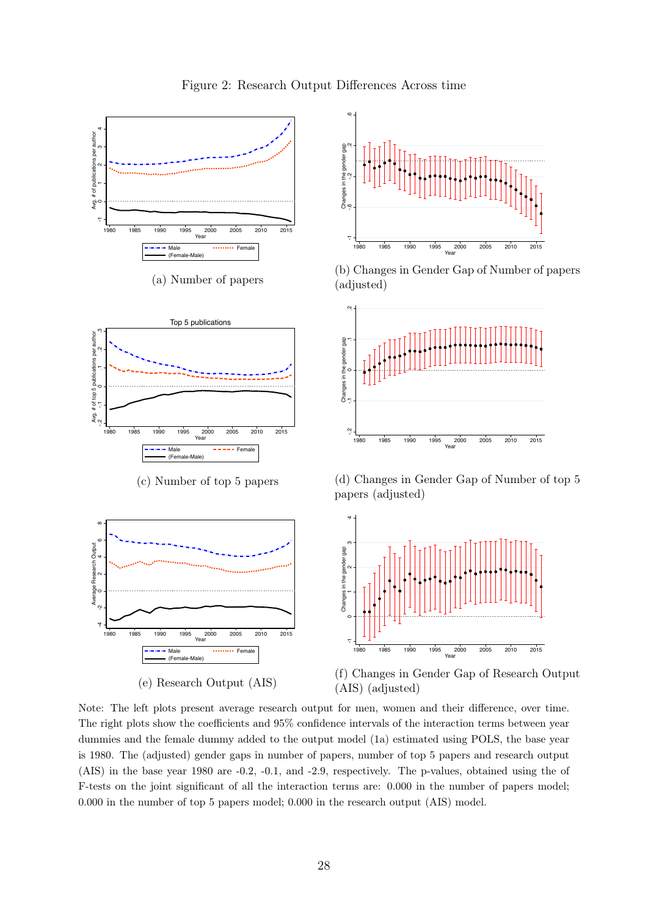Figure 2: Research Output Differences Across time

(a) Number of papers

(b) Changes in Gender Gap of Number of papers (adjusted)

(c) Number of top 5 papers

(d) Changes in Gender Gap of Number of top 5 papers (adjusted)

(e) Research Output (AIS)

(f) Changes in Gender Gap of Research Output (AIS) (adjusted)

Note: The left plots present average research output for men, women and their difference, over time. The right plots show the coefficients and 95% confidence intervals of the interaction terms between year dummies and the female dummy added to the output model (1a) estimated using POLS, the base year is 1980. The (adjusted) gender gaps in number of papers, number of top 5 papers and research output (AIS) in the base year 1980 are -0.2, -0.1, and -2.9, respectively. The p-values, obtained using the of F-tests on the joint significant of all the interaction terms are: 0.000 in the number of papers model; 0.000 in the number of top 5 papers model; 0.000 in the research output (AIS) model.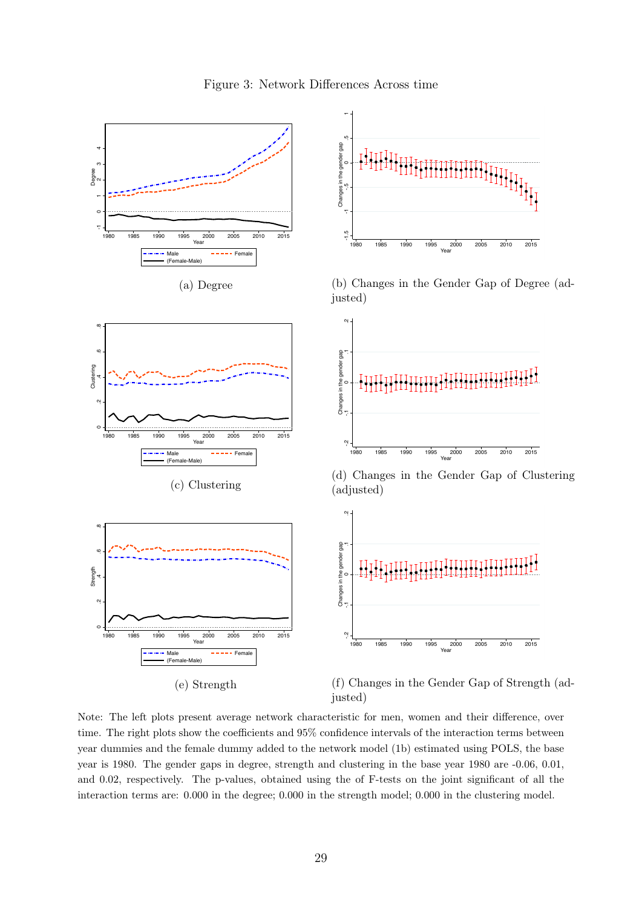Figure 3: Network Differences Across time

(a) Degree

(b) Changes in the Gender Gap of Degree (adjusted)

(c) Clustering

(d) Changes in the Gender Gap of Clustering (adjusted)

(e) Strength

(f) Changes in the Gender Gap of Strength (adjusted)

Note: The left plots present average network characteristic for men, women and their difference, over time. The right plots show the coefficients and 95% confidence intervals of the interaction terms between year dummies and the female dummy added to the network model (1b) estimated using POLS, the base year is 1980. The gender gaps in degree, strength and clustering in the base year 1980 are -0.06, 0.01, and 0.02, respectively. The p-values, obtained using the of F-tests on the joint significant of all the interaction terms are: 0.000 in the degree; 0.000 in the strength model; 0.000 in the clustering model.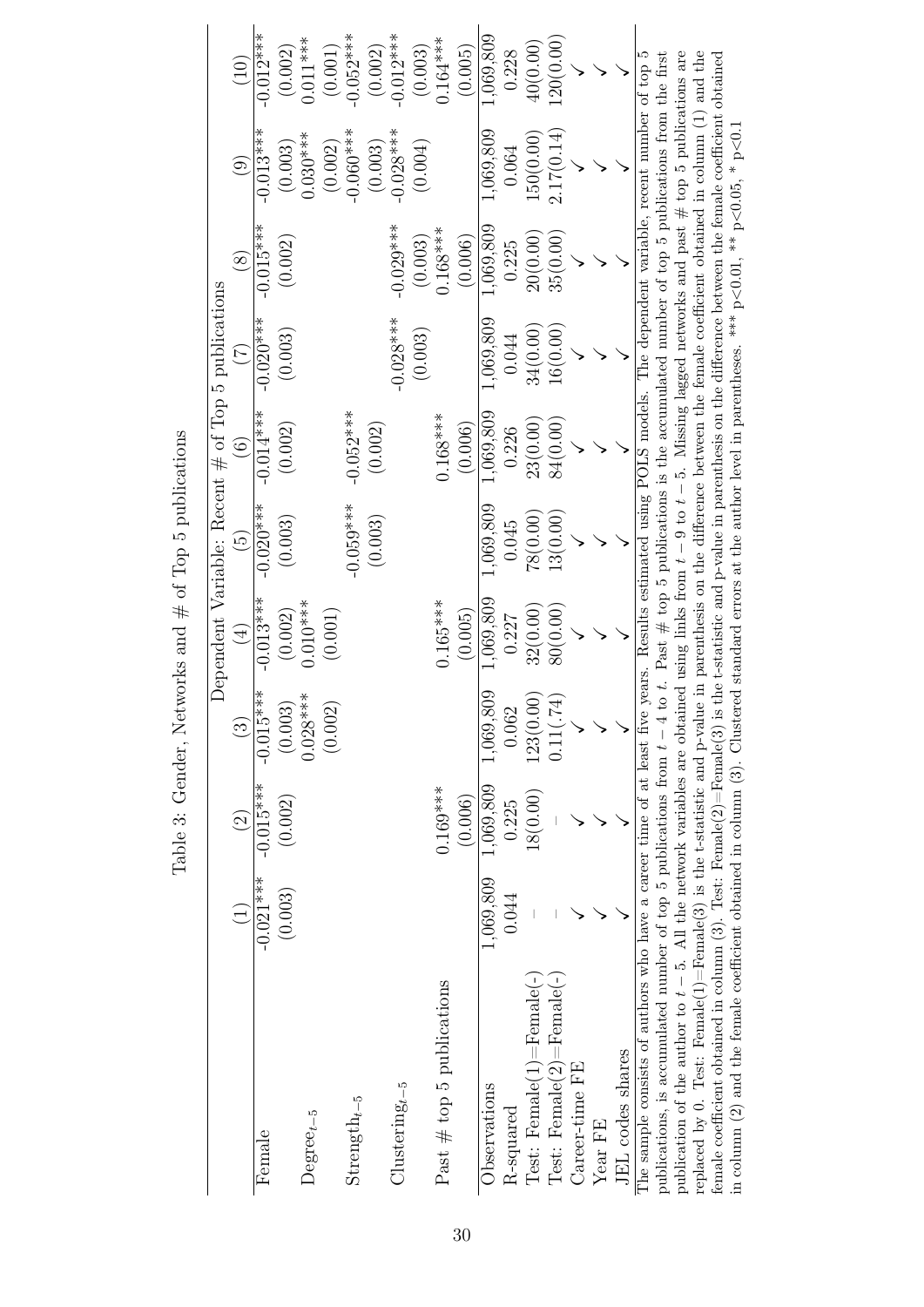Table 3: Gender, Networks and # of Top 5 publications

| | Dependent Variable: Recent # of Top 5 publications | | | | | | | | | |
|---|---|---|---|---|---|---|---|---|---|---|
| | (1) | (2) | (3) | (4) | (5) | (6) | (7) | (8) | (9) | (10) |
| Female | -0.021*** | -0.015*** | -0.015*** | -0.013*** | -0.020*** | -0.014*** | -0.020*** | -0.015*** | -0.013*** | -0.012*** |
| | (0.003) | (0.002) | (0.003) | (0.002) | (0.003) | (0.002) | (0.003) | (0.002) | (0.003) | (0.002) |
| $\text{Degree}_{t-5}$ | | | 0.028*** | 0.010*** | | | | | 0.030*** | 0.011*** |
| | | | (0.002) | (0.001) | | | | | (0.002) | (0.001) |
| $\text{Strength}_{t-5}$ | | | | | -0.059*** | -0.052*** | | | -0.060*** | -0.052*** |
| | | | | | (0.003) | (0.002) | | | (0.003) | (0.002) |
| $\text{Clustering}_{t-5}$ | | | | | | | -0.028*** | -0.029*** | -0.028*** | -0.012*** |
| | | | | | | | (0.003) | (0.003) | (0.004) | (0.003) |
| Past # top 5 publications | | 0.169*** | | 0.165*** | | 0.168*** | | 0.168*** | | 0.164*** |
| | | (0.006) | | (0.005) | | (0.006) | | (0.006) | | (0.005) |
| Observations | 1,069,809 | 1,069,809 | 1,069,809 | 1,069,809 | 1,069,809 | 1,069,809 | 1,069,809 | 1,069,809 | 1,069,809 | 1,069,809 |
| R-squared | 0.044 | 0.225 | 0.062 | 0.227 | 0.045 | 0.226 | 0.044 | 0.225 | 0.064 | 0.228 |
| Test: Female(1)=Female(-) | – | 18(0.00) | 123(0.00) | 32(0.00) | 78(0.00) | 23(0.00) | 34(0.00) | 20(0.00) | 150(0.00) | 40(0.00) |
| Test: Female(2)=Female(-) | – | – | 0.11(.74) | 80(0.00) | 13(0.00) | 84(0.00) | 16(0.00) | 35(0.00) | 2.17(0.14) | 120(0.00) |
| Career-time FE | ✓ | ✓ | ✓ | ✓ | ✓ | ✓ | ✓ | ✓ | ✓ | ✓ |
| Year FE | ✓ | ✓ | ✓ | ✓ | ✓ | ✓ | ✓ | ✓ | ✓ | ✓ |
| JEL codes shares | ✓ | ✓ | ✓ | ✓ | ✓ | ✓ | ✓ | ✓ | ✓ | ✓ |

The sample consists of authors who have a career time of at least five years. Results estimated using POLS models. The dependent variable, recent number of top 5 publications, is accumulated number of top 5 publications from $t-4$ to $t$. Past # top 5 publications is the accumulated number of top 5 publications from the first publication of the author to $t-5$. All the network variables are obtained using links from $t-9$ to $t-5$. Missing lagged networks and past # top 5 publications are replaced by 0. Test: Female(1)=Female(3) is the t-statistic and p-value in parenthesis on the difference between the female coefficient obtained in column (1) and the female coefficient obtained in column (3). Test: Female(2)=Female(3) is the t-statistic and p-value in parenthesis on the difference between the female coefficient obtained in column (2) and the female coefficient obtained in column (3). Clustered standard errors at the author level in parentheses. *** p<0.01, ** p<0.05, * p<0.1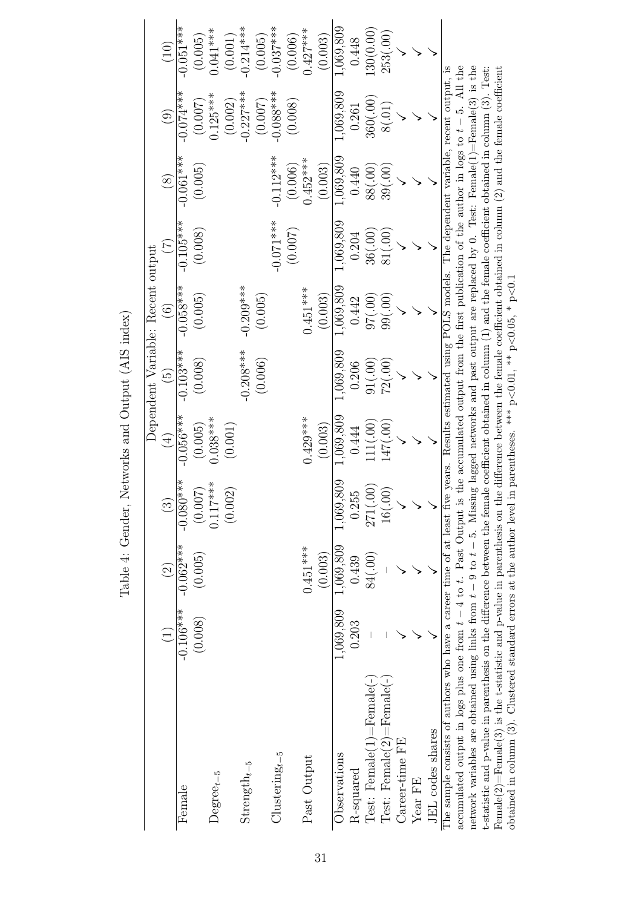Table 4: Gender, Networks and Output (AIS index)

| | Dependent Variable: Recent output | | | | | | | | | |
|---|---|---|---|---|---|---|---|---|---|---|
| | (1) | (2) | (3) | (4) | (5) | (6) | (7) | (8) | (9) | (10) |
| Female | -0.106*** | -0.062*** | -0.080*** | -0.056*** | -0.103*** | -0.058*** | -0.105*** | -0.061*** | -0.074*** | -0.051*** |
| | (0.008) | (0.005) | (0.007) | (0.005) | (0.008) | (0.005) | (0.008) | (0.005) | (0.007) | (0.005) |
| $\text{Degree}_{t-5}$ | | | 0.117*** | 0.038*** | | | | | 0.125*** | 0.041*** |
| | | | (0.002) | (0.001) | | | | | (0.002) | (0.001) |
| $\text{Strength}_{t-5}$ | | | | | -0.208*** | -0.209*** | | | -0.227*** | -0.214*** |
| | | | | | (0.006) | (0.005) | | | (0.007) | (0.005) |
| $\text{Clustering}_{t-5}$ | | | | | | | -0.071*** | -0.112*** | -0.088*** | -0.037*** |
| | | | | | | | (0.007) | (0.006) | (0.008) | (0.006) |
| Past Output | | 0.451*** | | 0.429*** | | 0.451*** | | 0.452*** | | 0.427*** |
| | | (0.003) | | (0.003) | | (0.003) | | (0.003) | | (0.003) |
| Observations | 1,069,809 | 1,069,809 | 1,069,809 | 1,069,809 | 1,069,809 | 1,069,809 | 1,069,809 | 1,069,809 | 1,069,809 | 1,069,809 |
| R-squared | 0.203 | 0.439 | 0.255 | 0.444 | 0.206 | 0.442 | 0.204 | 0.440 | 0.261 | 0.448 |
| Test: Female(1)=Female(-) | – | 84(.00) | 271(.00) | 111(.00) | 91(.00) | 97(.00) | 36(.00) | 88(.00) | 360(.00) | 130(0.00) |
| Test: Female(2)=Female(-) | – | – | 16(.00) | 147(.00) | 72(.00) | 99(.00) | 81(.00) | 39(.00) | 8(.01) | 253(.00) |
| Career-time FE | ✓ | ✓ | ✓ | ✓ | ✓ | ✓ | ✓ | ✓ | ✓ | ✓ |
| Year FE | ✓ | ✓ | ✓ | ✓ | ✓ | ✓ | ✓ | ✓ | ✓ | ✓ |
| JEL codes shares | ✓ | ✓ | ✓ | ✓ | ✓ | ✓ | ✓ | ✓ | ✓ | ✓ |

The sample consists of authors who have a career time of at least five years. Results estimated using POLS models. The dependent variable, recent output, is accumulated output in logs plus one from $t-4$ to $t$. Past Output is the accumulated output from the first publication of the author in logs to $t-5$. All the network variables are obtained using links from $t-9$ to $t-5$. Missing lagged networks and past output are replaced by 0. Test: Female(1)=Female(3) is the t-statistic and p-value in parenthesis on the difference between the female coefficient obtained in column (1) and the female coefficient obtained in column (3). Test: Female(2)=Female(3) is the t-statistic and p-value in parenthesis on the difference between the female coefficient obtained in column (2) and the female coefficient obtained in column (3). Clustered standard errors at the author level in parentheses. *** p<0.01, ** p<0.05, * p<0.1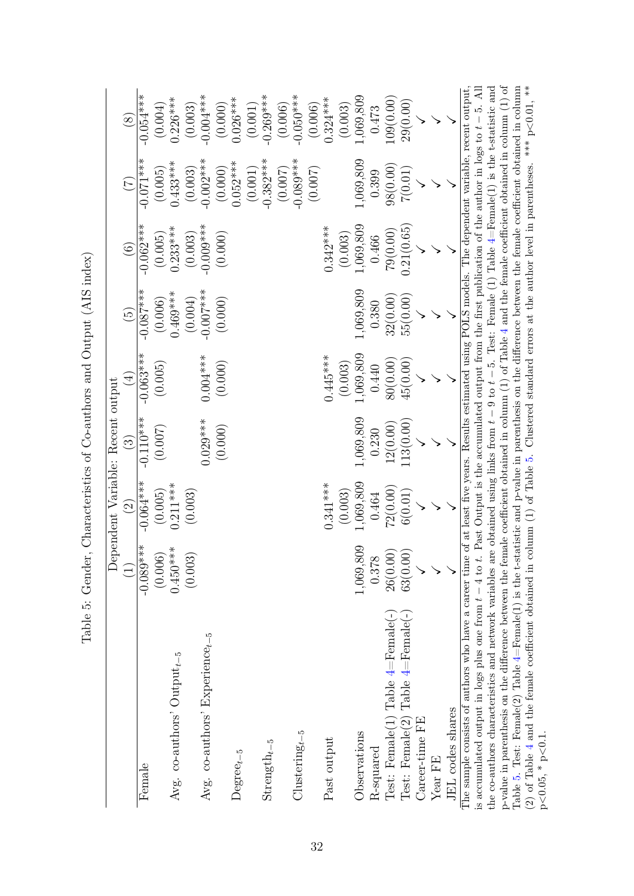Table 5: Gender, Characteristics of Co-authors and Output (AIS index)

| | Dependent Variable: Recent output | | | | | | | |
|---|---|---|---|---|---|---|---|---|
| | (1) | (2) | (3) | (4) | (5) | (6) | (7) | (8) |
| Female | -0.089*** | -0.064*** | -0.110*** | -0.063*** | -0.087*** | -0.062*** | -0.071*** | -0.054*** |
| | (0.006) | (0.005) | (0.007) | (0.005) | (0.006) | (0.005) | (0.005) | (0.004) |
| Avg. co-authors' Output$_{t-5}$ | 0.450*** | 0.211*** | | | 0.469*** | 0.233*** | 0.433*** | 0.226*** |
| | (0.003) | (0.003) | | | (0.004) | (0.003) | (0.003) | (0.003) |
| Avg. co-authors' Experience$_{t-5}$ | | | 0.029*** | 0.004*** | -0.007*** | -0.009*** | -0.002*** | -0.004*** |
| | | | (0.000) | (0.000) | (0.000) | (0.000) | (0.000) | (0.000) |
| Degree$_{t-5}$ | | | | | | | 0.052*** | 0.026*** |
| | | | | | | | (0.001) | (0.001) |
| Strength$_{t-5}$ | | | | | | | -0.382*** | -0.269*** |
| | | | | | | | (0.007) | (0.006) |
| Clustering$_{t-5}$ | | | | | | | -0.089*** | -0.050*** |
| | | | | | | | (0.007) | (0.006) |
| Past output | | 0.341*** | | 0.445*** | | 0.342*** | | 0.324*** |
| | | (0.003) | | (0.003) | | (0.003) | | (0.003) |
| Observations | 1,069,809 | 1,069,809 | 1,069,809 | 1,069,809 | 1,069,809 | 1,069,809 | 1,069,809 | 1,069,809 |
| R-squared | 0.378 | 0.464 | 0.230 | 0.440 | 0.380 | 0.466 | 0.399 | 0.473 |
| Test: Female(1) Table 4=Female(-) | 26(0.00) | 72(0.00) | 12(0.00) | 80(0.00) | 32(0.00) | 79(0.00) | 98(0.00) | 109(0.00) |
| Test: Female(2) Table 4=Female(-) | 63(0.00) | 6(0.01) | 113(0.00) | 45(0.00) | 55(0.00) | 0.21(0.65) | 7(0.01) | 29(0.00) |
| Career-time FE | ✓ | ✓ | ✓ | ✓ | ✓ | ✓ | ✓ | ✓ |
| Year FE | ✓ | ✓ | ✓ | ✓ | ✓ | ✓ | ✓ | ✓ |
| JEL codes shares | ✓ | ✓ | ✓ | ✓ | ✓ | ✓ | ✓ | ✓ |

The sample consists of authors who have a career time of at least five years. Results estimated using POLS models. The dependent variable, recent output, is accumulated output in logs plus one from $t-4$ to $t$. Past Output is the accumulated output from the first publication of the author in logs to $t-5$. All the co-authors characteristics and network variables are obtained using links from $t-9$ to $t-5$. Test: Female (1) Table 4=Female(1) is the t-statistic and p-value in parenthesis on the difference between the female coefficient obtained in column (1) of Table 4 and the female coefficient obtained in column (1) of Table 5. Test: Female(2) Table 4=Female(1) is the t-statistic and p-value in parenthesis on the difference between the female coefficient obtained in column (2) of Table 4 and the female coefficient obtained in column (1) of Table 5. Clustered standard errors at the author level in parentheses. *** p<0.01, ** p<0.05, * p<0.1.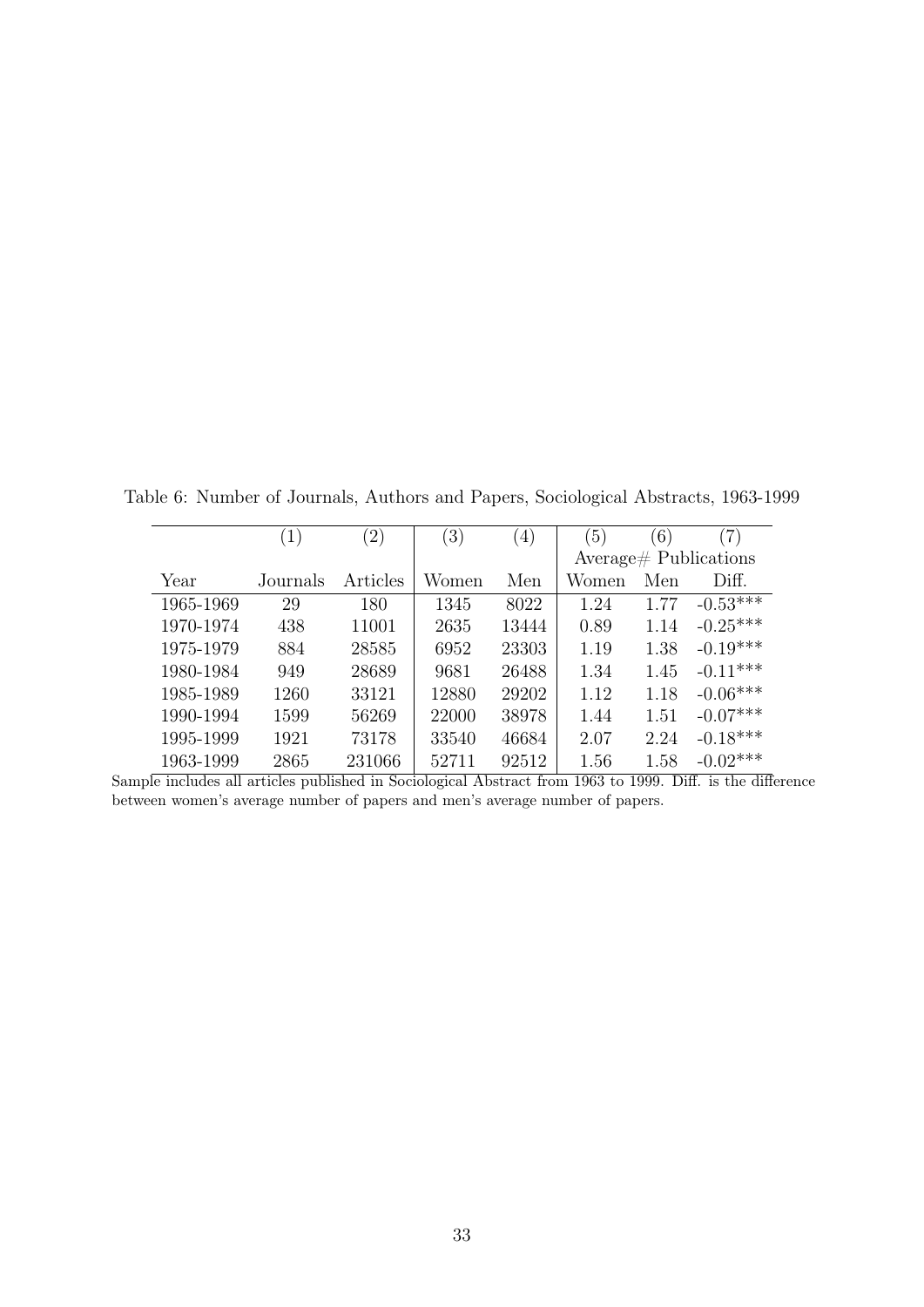Table 6: Number of Journals, Authors and Papers, Sociological Abstracts, 1963-1999

| | (1) | (2) | (3) | (4) | (5) | (6) | (7) |
|---|---|---|---|---|---|---|---|
| | | | | | Average# Publications | | |
| Year | Journals | Articles | Women | Men | Women | Men | Diff. |
| 1965-1969 | 29 | 180 | 1345 | 8022 | 1.24 | 1.77 | -0.53*** |
| 1970-1974 | 438 | 11001 | 2635 | 13444 | 0.89 | 1.14 | -0.25*** |
| 1975-1979 | 884 | 28585 | 6952 | 23303 | 1.19 | 1.38 | -0.19*** |
| 1980-1984 | 949 | 28689 | 9681 | 26488 | 1.34 | 1.45 | -0.11*** |
| 1985-1989 | 1260 | 33121 | 12880 | 29202 | 1.12 | 1.18 | -0.06*** |
| 1990-1994 | 1599 | 56269 | 22000 | 38978 | 1.44 | 1.51 | -0.07*** |
| 1995-1999 | 1921 | 73178 | 33540 | 46684 | 2.07 | 2.24 | -0.18*** |
| 1963-1999 | 2865 | 231066 | 52711 | 92512 | 1.56 | 1.58 | -0.02*** |

Sample includes all articles published in Sociological Abstract from 1963 to 1999. Diff. is the difference between women's average number of papers and men's average number of papers.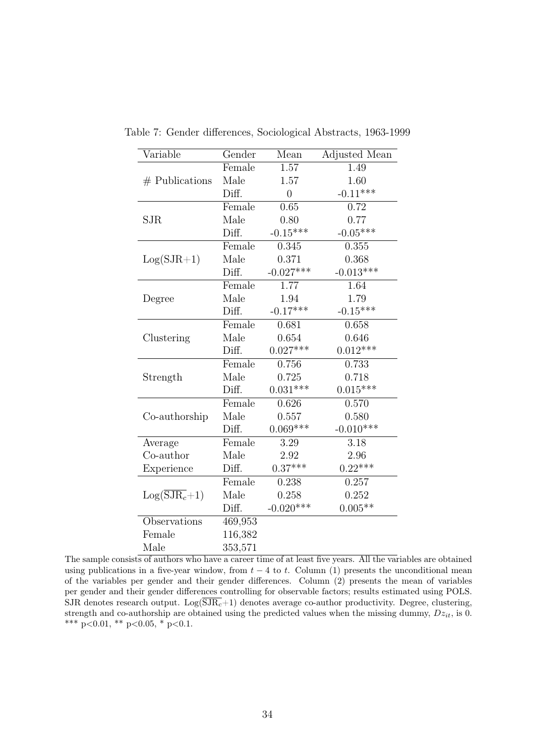Table 7: Gender differences, Sociological Abstracts, 1963-1999

| Variable | Gender | Mean | Adjusted Mean |
|---|---|---|---|
| # Publications | Female | 1.57 | 1.49 |
| | Male | 1.57 | 1.60 |
| | Diff. | 0 | -0.11*** |
| SJR | Female | 0.65 | 0.72 |
| | Male | 0.80 | 0.77 |
| | Diff. | -0.15*** | -0.05*** |
| Log(SJR+1) | Female | 0.345 | 0.355 |
| | Male | 0.371 | 0.368 |
| | Diff. | -0.027*** | -0.013*** |
| Degree | Female | 1.77 | 1.64 |
| | Male | 1.94 | 1.79 |
| | Diff. | -0.17*** | -0.15*** |
| Clustering | Female | 0.681 | 0.658 |
| | Male | 0.654 | 0.646 |
| | Diff. | 0.027*** | 0.012*** |
| Strength | Female | 0.756 | 0.733 |
| | Male | 0.725 | 0.718 |
| | Diff. | 0.031*** | 0.015*** |
| Co-authorship | Female | 0.626 | 0.570 |
| | Male | 0.557 | 0.580 |
| | Diff. | 0.069*** | -0.010*** |
| Average Co-author Experience | Female | 3.29 | 3.18 |
| | Male | 2.92 | 2.96 |
| | Diff. | 0.37*** | 0.22*** |
| $\text{Log}(\overline{\text{SJR}_c}+1)$ | Female | 0.238 | 0.257 |
| | Male | 0.258 | 0.252 |
| | Diff. | -0.020*** | 0.005** |
| Observations | 469,953 | | |
| Female | 116,382 | | |
| Male | 353,571 | | |

The sample consists of authors who have a career time of at least five years. All the variables are obtained using publications in a five-year window, from $t-4$ to $t$. Column (1) presents the unconditional mean of the variables per gender and their gender differences. Column (2) presents the mean of variables per gender and their gender differences controlling for observable factors; results estimated using POLS. SJR denotes research output. $\text{Log}(\overline{\text{SJR}_c}+1)$ denotes average co-author productivity. Degree, clustering, strength and co-authorship are obtained using the predicted values when the missing dummy, $Dz_{it}$, is 0. *** p<0.01, ** p<0.05, * p<0.1.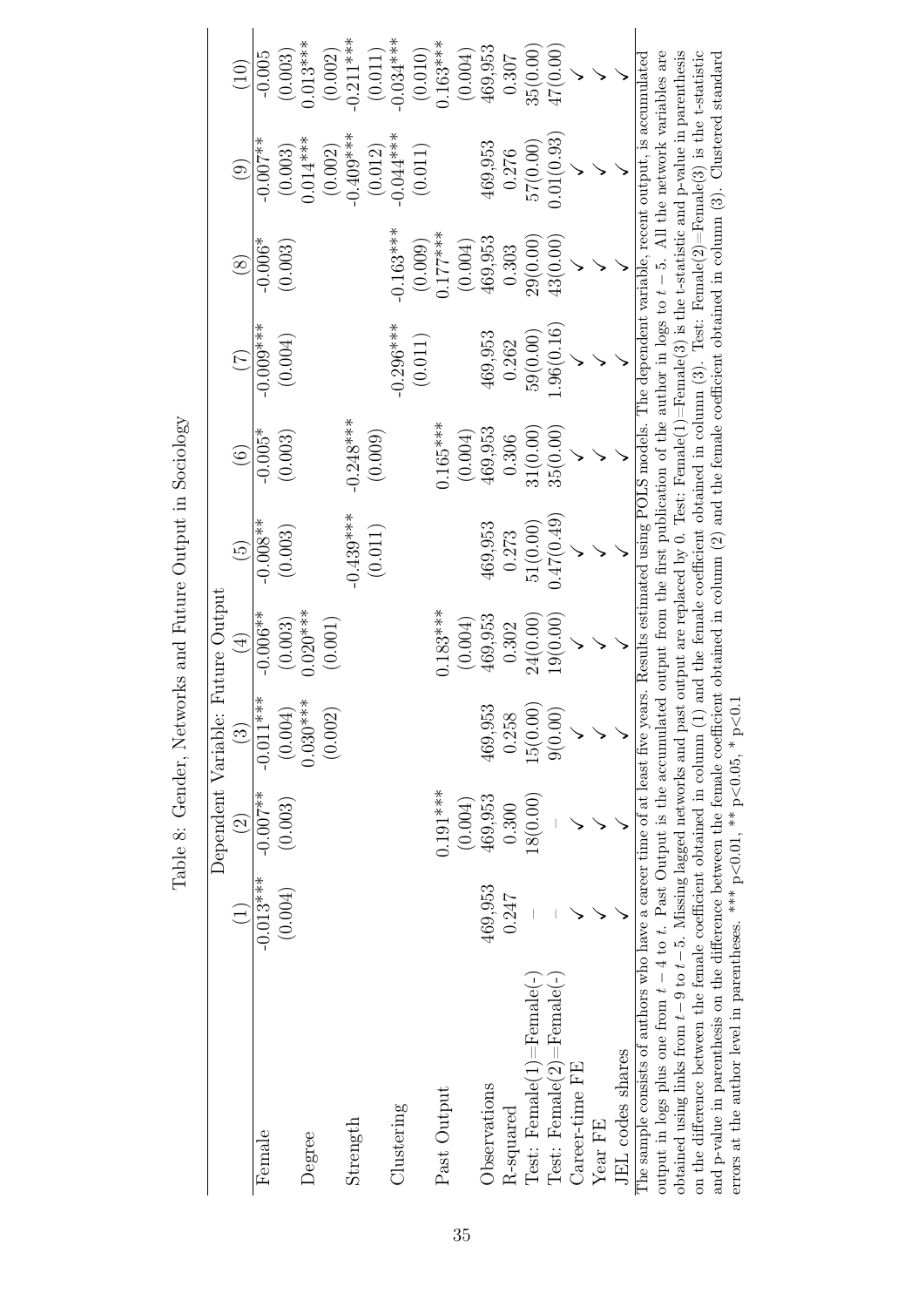Table 8: Gender, Networks and Future Output in Sociology

| | Dependent Variable: Future Output | | | | | | | | | |
|---|---|---|---|---|---|---|---|---|---|---|
| | (1) | (2) | (3) | (4) | (5) | (6) | (7) | (8) | (9) | (10) |
| Female | -0.013*** | -0.007** | -0.011*** | -0.006** | -0.008** | -0.005* | -0.009*** | -0.006* | -0.007** | -0.005 |
| | (0.004) | (0.003) | (0.004) | (0.003) | (0.003) | (0.003) | (0.004) | (0.003) | (0.003) | (0.003) |
| Degree | | | 0.030*** | 0.020*** | | | | | 0.014*** | 0.013*** |
| | | | (0.002) | (0.001) | | | | | (0.002) | (0.002) |
| Strength | | | | | -0.439*** | -0.248*** | | | -0.409*** | -0.211*** |
| | | | | | (0.011) | (0.009) | | | (0.012) | (0.011) |
| Clustering | | | | | | | -0.296*** | -0.163*** | -0.044*** | -0.034*** |
| | | | | | | | (0.011) | (0.009) | (0.011) | (0.010) |
| Past Output | | 0.191*** | | 0.183*** | | 0.165*** | | 0.177*** | | 0.163*** |
| | | (0.004) | | (0.004) | | (0.004) | | (0.004) | | (0.004) |
| Observations | 469,953 | 469,953 | 469,953 | 469,953 | 469,953 | 469,953 | 469,953 | 469,953 | 469,953 | 469,953 |
| R-squared | 0.247 | 0.300 | 0.258 | 0.302 | 0.273 | 0.306 | 0.262 | 0.303 | 0.276 | 0.307 |
| Test: Female(1)=Female(-) | – | 18(0.00) | 15(0.00) | 24(0.00) | 51(0.00) | 31(0.00) | 59(0.00) | 29(0.00) | 57(0.00) | 35(0.00) |
| Test: Female(2)=Female(-) | – | – | 9(0.00) | 19(0.00) | 0.47(0.49) | 35(0.00) | 1.96(0.16) | 43(0.00) | 0.01(0.93) | 47(0.00) |
| Career-time FE | ✓ | ✓ | ✓ | ✓ | ✓ | ✓ | ✓ | ✓ | ✓ | ✓ |
| Year FE | ✓ | ✓ | ✓ | ✓ | ✓ | ✓ | ✓ | ✓ | ✓ | ✓ |
| JEL codes shares | ✓ | ✓ | ✓ | ✓ | ✓ | ✓ | ✓ | ✓ | ✓ | ✓ |

The sample consists of authors who have a career time of at least five years. Results estimated using POLS models. The dependent variable, recent output, is accumulated output in logs plus one from $t-4$ to $t$. Past Output is the accumulated output from the first publication of the author in logs to $t-5$. All the network variables are obtained using links from $t-9$ to $t-5$. Missing lagged networks and past output are replaced by 0. Test: Female(1)=Female(3) is the t-statistic and p-value in parenthesis on the difference between the female coefficient obtained in column (1) and the female coefficient obtained in column (3). Test: Female(2)=Female(3) is the t-statistic and p-value in parenthesis on the difference between the female coefficient obtained in column (2) and the female coefficient obtained in column (3). Clustered standard errors at the author level in parentheses. *** p<0.01, ** p<0.05, * p<0.1